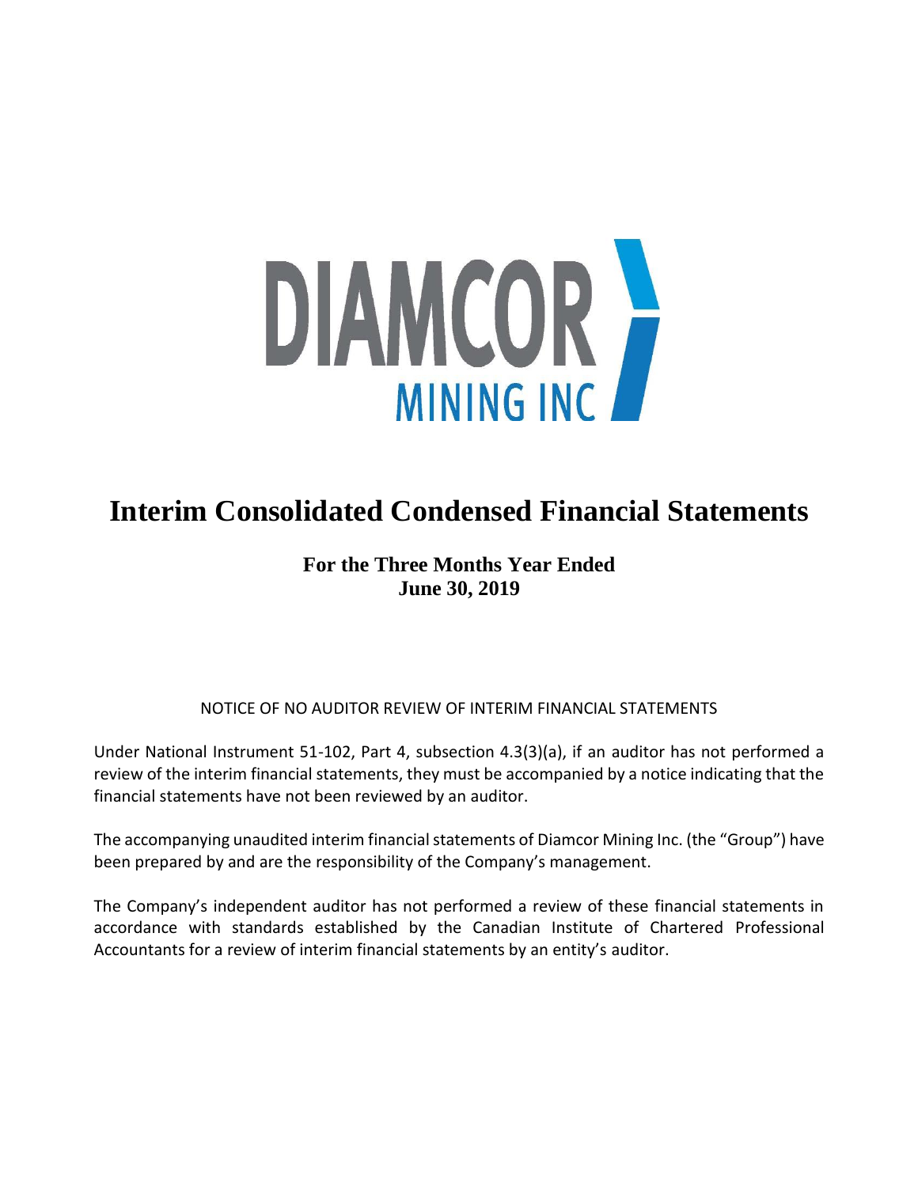DIAMCOR MINING INC

# Interim Consolidated Condensed Financial Statements

**For the Three Months Year Ended**
**June 30, 2019**

NOTICE OF NO AUDITOR REVIEW OF INTERIM FINANCIAL STATEMENTS

Under National Instrument 51-102, Part 4, subsection 4.3(3)(a), if an auditor has not performed a review of the interim financial statements, they must be accompanied by a notice indicating that the financial statements have not been reviewed by an auditor.

The accompanying unaudited interim financial statements of Diamcor Mining Inc. (the "Group") have been prepared by and are the responsibility of the Company's management.

The Company's independent auditor has not performed a review of these financial statements in accordance with standards established by the Canadian Institute of Chartered Professional Accountants for a review of interim financial statements by an entity's auditor.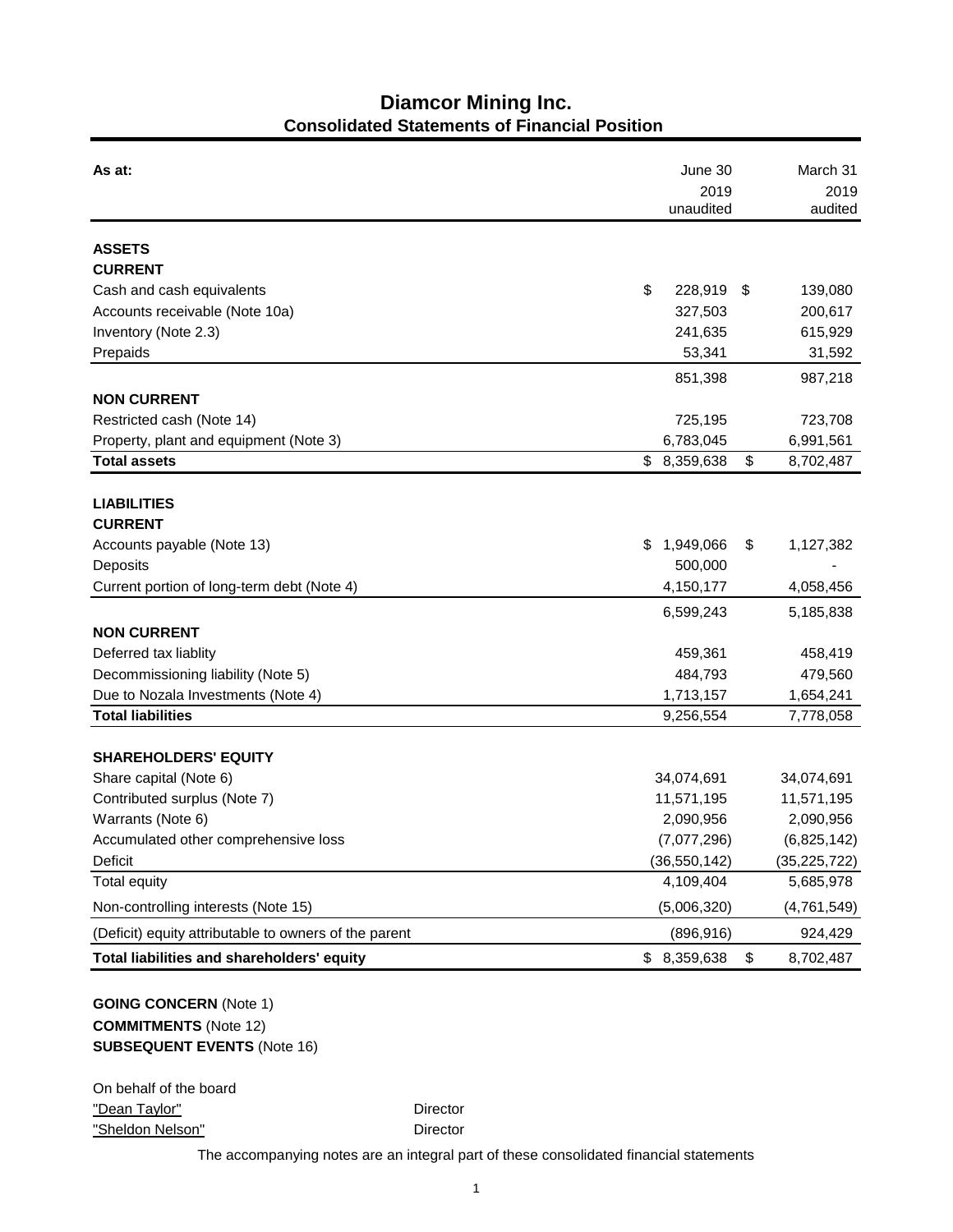# Diamcor Mining Inc.
## Consolidated Statements of Financial Position

| As at: | June 30 2019 unaudited | March 31 2019 audited |
|---|---|---|
| **ASSETS** | | |
| **CURRENT** | | |
| Cash and cash equivalents | $ 228,919 | $ 139,080 |
| Accounts receivable (Note 10a) | 327,503 | 200,617 |
| Inventory (Note 2.3) | 241,635 | 615,929 |
| Prepaids | 53,341 | 31,592 |
| | 851,398 | 987,218 |
| **NON CURRENT** | | |
| Restricted cash (Note 14) | 725,195 | 723,708 |
| Property, plant and equipment (Note 3) | 6,783,045 | 6,991,561 |
| **Total assets** | $ 8,359,638 | $ 8,702,487 |
| **LIABILITIES** | | |
| **CURRENT** | | |
| Accounts payable (Note 13) | $ 1,949,066 | $ 1,127,382 |
| Deposits | 500,000 | - |
| Current portion of long-term debt (Note 4) | 4,150,177 | 4,058,456 |
| | 6,599,243 | 5,185,838 |
| **NON CURRENT** | | |
| Deferred tax liablity | 459,361 | 458,419 |
| Decommissioning liability (Note 5) | 484,793 | 479,560 |
| Due to Nozala Investments (Note 4) | 1,713,157 | 1,654,241 |
| **Total liabilities** | 9,256,554 | 7,778,058 |
| **SHAREHOLDERS' EQUITY** | | |
| Share capital (Note 6) | 34,074,691 | 34,074,691 |
| Contributed surplus (Note 7) | 11,571,195 | 11,571,195 |
| Warrants (Note 6) | 2,090,956 | 2,090,956 |
| Accumulated other comprehensive loss | (7,077,296) | (6,825,142) |
| Deficit | (36,550,142) | (35,225,722) |
| Total equity | 4,109,404 | 5,685,978 |
| Non-controlling interests (Note 15) | (5,006,320) | (4,761,549) |
| (Deficit) equity attributable to owners of the parent | (896,916) | 924,429 |
| **Total liabilities and shareholders' equity** | $ 8,359,638 | $ 8,702,487 |

**GOING CONCERN** (Note 1)
**COMMITMENTS** (Note 12)
**SUBSEQUENT EVENTS** (Note 16)

On behalf of the board

"Dean Taylor" Director

"Sheldon Nelson" Director

The accompanying notes are an integral part of these consolidated financial statements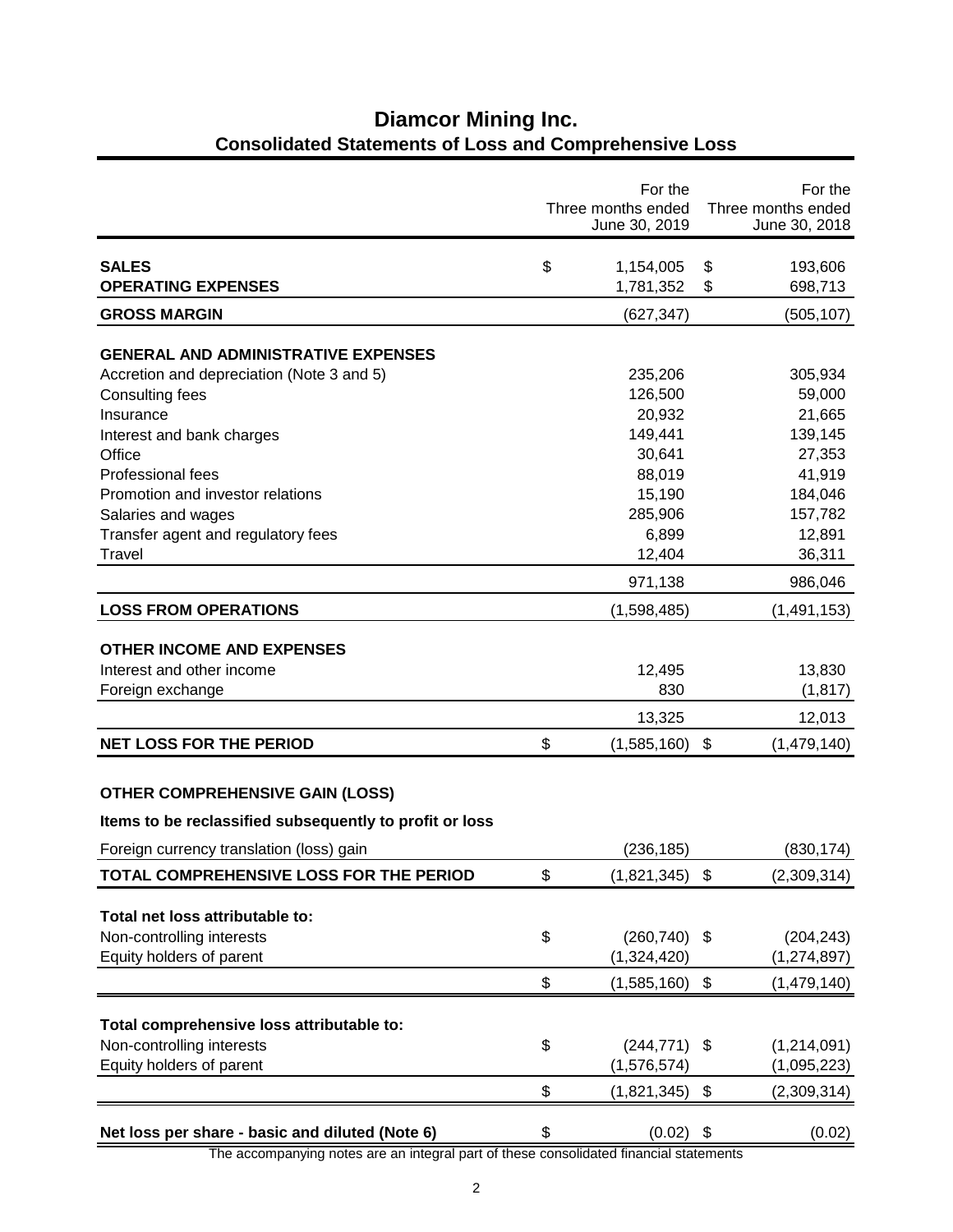# Diamcor Mining Inc.
## Consolidated Statements of Loss and Comprehensive Loss

| | For the Three months ended June 30, 2019 | For the Three months ended June 30, 2018 |
|---|---|---|
| **SALES** | $ 1,154,005 | $ 193,606 |
| **OPERATING EXPENSES** | 1,781,352 | $ 698,713 |
| **GROSS MARGIN** | (627,347) | (505,107) |
| **GENERAL AND ADMINISTRATIVE EXPENSES** | | |
| Accretion and depreciation (Note 3 and 5) | 235,206 | 305,934 |
| Consulting fees | 126,500 | 59,000 |
| Insurance | 20,932 | 21,665 |
| Interest and bank charges | 149,441 | 139,145 |
| Office | 30,641 | 27,353 |
| Professional fees | 88,019 | 41,919 |
| Promotion and investor relations | 15,190 | 184,046 |
| Salaries and wages | 285,906 | 157,782 |
| Transfer agent and regulatory fees | 6,899 | 12,891 |
| Travel | 12,404 | 36,311 |
| | 971,138 | 986,046 |
| **LOSS FROM OPERATIONS** | (1,598,485) | (1,491,153) |
| **OTHER INCOME AND EXPENSES** | | |
| Interest and other income | 12,495 | 13,830 |
| Foreign exchange | 830 | (1,817) |
| | 13,325 | 12,013 |
| **NET LOSS FOR THE PERIOD** | $ (1,585,160) | $ (1,479,140) |
| **OTHER COMPREHENSIVE GAIN (LOSS)** | | |
| **Items to be reclassified subsequently to profit or loss** | | |
| Foreign currency translation (loss) gain | (236,185) | (830,174) |
| **TOTAL COMPREHENSIVE LOSS FOR THE PERIOD** | $ (1,821,345) | $ (2,309,314) |
| **Total net loss attributable to:** | | |
| Non-controlling interests | $ (260,740) | $ (204,243) |
| Equity holders of parent | (1,324,420) | (1,274,897) |
| | $ (1,585,160) | $ (1,479,140) |
| **Total comprehensive loss attributable to:** | | |
| Non-controlling interests | $ (244,771) | $ (1,214,091) |
| Equity holders of parent | (1,576,574) | (1,095,223) |
| | $ (1,821,345) | $ (2,309,314) |
| **Net loss per share - basic and diluted (Note 6)** | $ (0.02) | $ (0.02) |

The accompanying notes are an integral part of these consolidated financial statements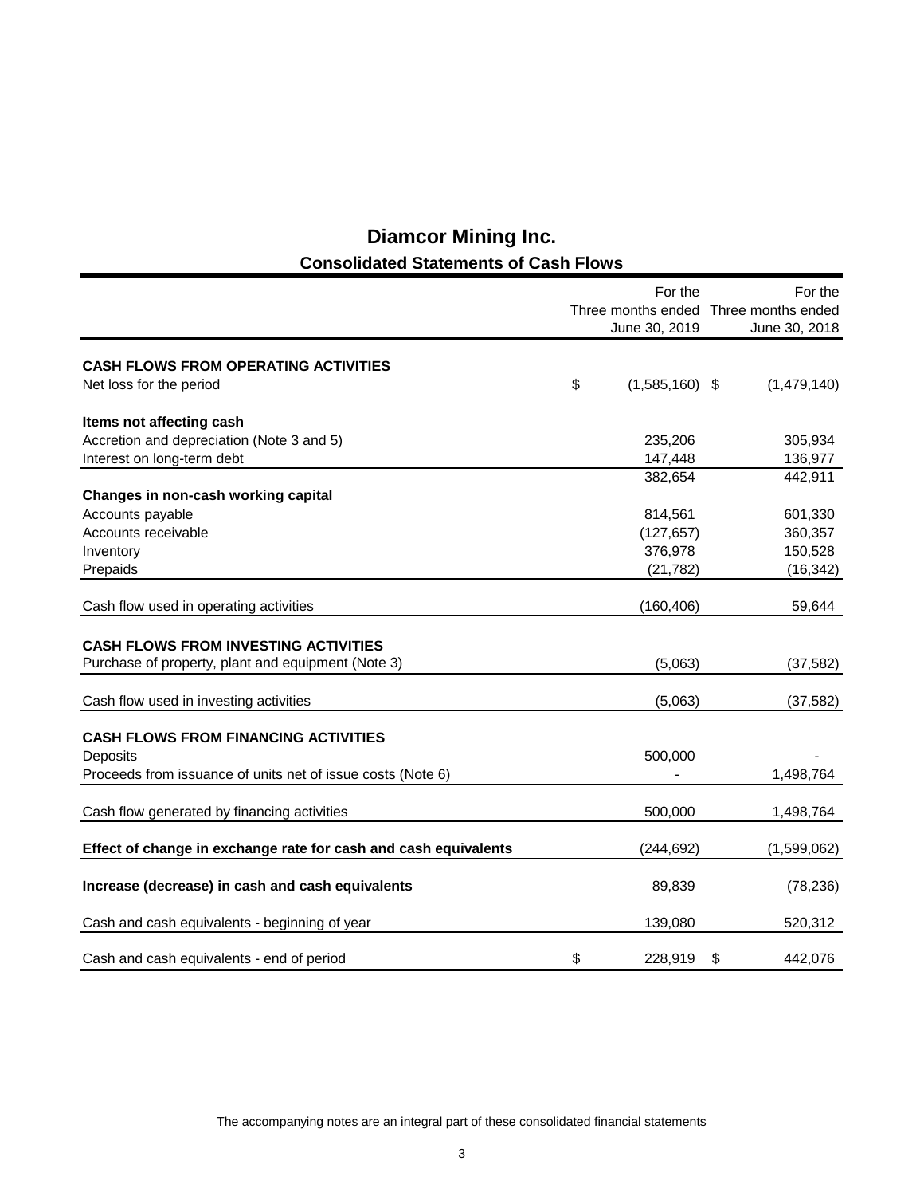# Diamcor Mining Inc.

## Consolidated Statements of Cash Flows

| | For the Three months ended June 30, 2019 | For the Three months ended June 30, 2018 |
|---|---|---|
| **CASH FLOWS FROM OPERATING ACTIVITIES** | | |
| Net loss for the period | $ (1,585,160) | $ (1,479,140) |
| **Items not affecting cash** | | |
| Accretion and depreciation (Note 3 and 5) | 235,206 | 305,934 |
| Interest on long-term debt | 147,448 | 136,977 |
| | 382,654 | 442,911 |
| **Changes in non-cash working capital** | | |
| Accounts payable | 814,561 | 601,330 |
| Accounts receivable | (127,657) | 360,357 |
| Inventory | 376,978 | 150,528 |
| Prepaids | (21,782) | (16,342) |
| Cash flow used in operating activities | (160,406) | 59,644 |
| **CASH FLOWS FROM INVESTING ACTIVITIES** | | |
| Purchase of property, plant and equipment (Note 3) | (5,063) | (37,582) |
| Cash flow used in investing activities | (5,063) | (37,582) |
| **CASH FLOWS FROM FINANCING ACTIVITIES** | | |
| Deposits | 500,000 | - |
| Proceeds from issuance of units net of issue costs (Note 6) | - | 1,498,764 |
| Cash flow generated by financing activities | 500,000 | 1,498,764 |
| **Effect of change in exchange rate for cash and cash equivalents** | (244,692) | (1,599,062) |
| **Increase (decrease) in cash and cash equivalents** | 89,839 | (78,236) |
| Cash and cash equivalents - beginning of year | 139,080 | 520,312 |
| Cash and cash equivalents - end of period | $ 228,919 | $ 442,076 |

The accompanying notes are an integral part of these consolidated financial statements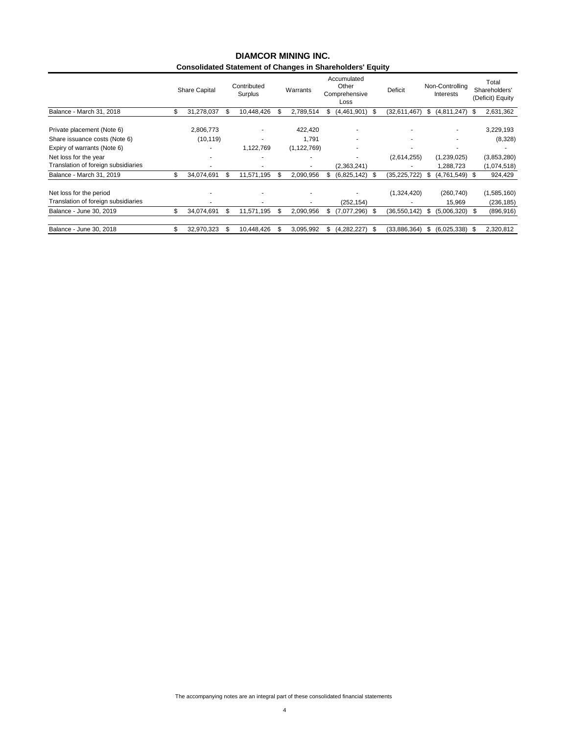# DIAMCOR MINING INC.

## Consolidated Statement of Changes in Shareholders' Equity

| | Share Capital | Contributed Surplus | Warrants | Accumulated Other Comprehensive Loss | Deficit | Non-Controlling Interests | Total Shareholders' (Deficit) Equity |
|---|---|---|---|---|---|---|---|
| Balance - March 31, 2018 | $ 31,278,037 | $ 10,448,426 | $ 2,789,514 | $ (4,461,901) | $ (32,611,467) | $ (4,811,247) | $ 2,631,362 |
| Private placement (Note 6) | 2,806,773 | - | 422,420 | - | - | - | 3,229,193 |
| Share issuance costs (Note 6) | (10,119) | - | 1,791 | - | - | - | (8,328) |
| Expiry of warrants (Note 6) | - | 1,122,769 | (1,122,769) | - | - | - | - |
| Net loss for the year | - | - | - | - | (2,614,255) | (1,239,025) | (3,853,280) |
| Translation of foreign subsidiaries | - | - | - | (2,363,241) | - | 1,288,723 | (1,074,518) |
| Balance - March 31, 2019 | $ 34,074,691 | $ 11,571,195 | $ 2,090,956 | $ (6,825,142) | $ (35,225,722) | $ (4,761,549) | $ 924,429 |
| Net loss for the period | - | - | - | - | (1,324,420) | (260,740) | (1,585,160) |
| Translation of foreign subsidiaries | - | - | - | (252,154) | - | 15,969 | (236,185) |
| Balance - June 30, 2019 | $ 34,074,691 | $ 11,571,195 | $ 2,090,956 | $ (7,077,296) | $ (36,550,142) | $ (5,006,320) | $ (896,916) |
| Balance - June 30, 2018 | $ 32,970,323 | $ 10,448,426 | $ 3,095,992 | $ (4,282,227) | $ (33,886,364) | $ (6,025,338) | $ 2,320,812 |

The accompanying notes are an integral part of these consolidated financial statements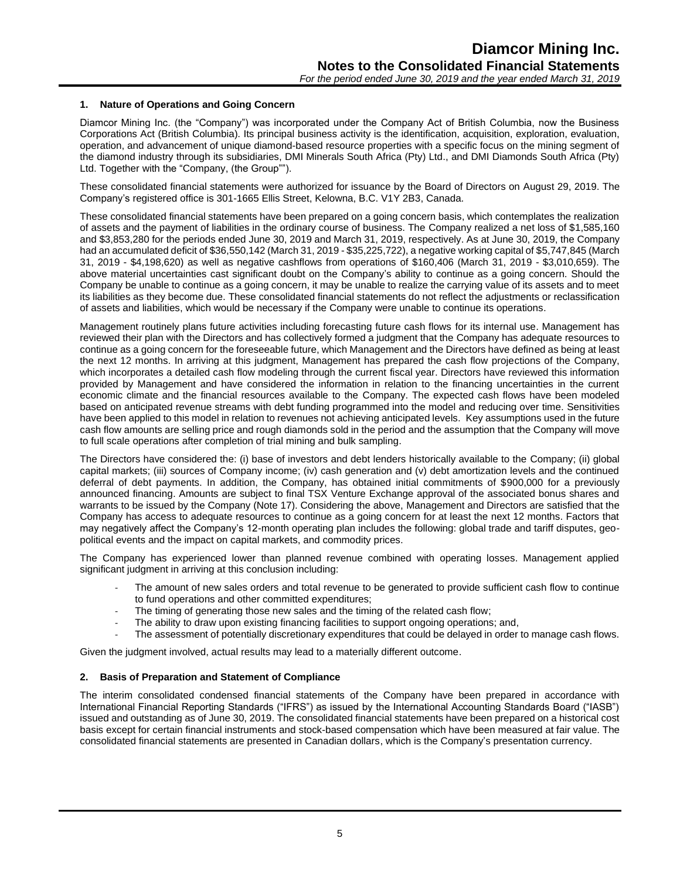## 1. Nature of Operations and Going Concern

Diamcor Mining Inc. (the "Company") was incorporated under the Company Act of British Columbia, now the Business Corporations Act (British Columbia). Its principal business activity is the identification, acquisition, exploration, evaluation, operation, and advancement of unique diamond-based resource properties with a specific focus on the mining segment of the diamond industry through its subsidiaries, DMI Minerals South Africa (Pty) Ltd., and DMI Diamonds South Africa (Pty) Ltd. Together with the "Company, (the Group"").

These consolidated financial statements were authorized for issuance by the Board of Directors on August 29, 2019. The Company's registered office is 301-1665 Ellis Street, Kelowna, B.C. V1Y 2B3, Canada.

These consolidated financial statements have been prepared on a going concern basis, which contemplates the realization of assets and the payment of liabilities in the ordinary course of business. The Company realized a net loss of $1,585,160 and $3,853,280 for the periods ended June 30, 2019 and March 31, 2019, respectively. As at June 30, 2019, the Company had an accumulated deficit of $36,550,142 (March 31, 2019 - $35,225,722), a negative working capital of $5,747,845 (March 31, 2019 - $4,198,620) as well as negative cashflows from operations of $160,406 (March 31, 2019 - $3,010,659). The above material uncertainties cast significant doubt on the Company's ability to continue as a going concern. Should the Company be unable to continue as a going concern, it may be unable to realize the carrying value of its assets and to meet its liabilities as they become due. These consolidated financial statements do not reflect the adjustments or reclassification of assets and liabilities, which would be necessary if the Company were unable to continue its operations.

Management routinely plans future activities including forecasting future cash flows for its internal use. Management has reviewed their plan with the Directors and has collectively formed a judgment that the Company has adequate resources to continue as a going concern for the foreseeable future, which Management and the Directors have defined as being at least the next 12 months. In arriving at this judgment, Management has prepared the cash flow projections of the Company, which incorporates a detailed cash flow modeling through the current fiscal year. Directors have reviewed this information provided by Management and have considered the information in relation to the financing uncertainties in the current economic climate and the financial resources available to the Company. The expected cash flows have been modeled based on anticipated revenue streams with debt funding programmed into the model and reducing over time. Sensitivities have been applied to this model in relation to revenues not achieving anticipated levels. Key assumptions used in the future cash flow amounts are selling price and rough diamonds sold in the period and the assumption that the Company will move to full scale operations after completion of trial mining and bulk sampling.

The Directors have considered the: (i) base of investors and debt lenders historically available to the Company; (ii) global capital markets; (iii) sources of Company income; (iv) cash generation and (v) debt amortization levels and the continued deferral of debt payments. In addition, the Company, has obtained initial commitments of $900,000 for a previously announced financing. Amounts are subject to final TSX Venture Exchange approval of the associated bonus shares and warrants to be issued by the Company (Note 17). Considering the above, Management and Directors are satisfied that the Company has access to adequate resources to continue as a going concern for at least the next 12 months. Factors that may negatively affect the Company's 12-month operating plan includes the following: global trade and tariff disputes, geo-political events and the impact on capital markets, and commodity prices.

The Company has experienced lower than planned revenue combined with operating losses. Management applied significant judgment in arriving at this conclusion including:

- The amount of new sales orders and total revenue to be generated to provide sufficient cash flow to continue to fund operations and other committed expenditures;
- The timing of generating those new sales and the timing of the related cash flow;
- The ability to draw upon existing financing facilities to support ongoing operations; and,
- The assessment of potentially discretionary expenditures that could be delayed in order to manage cash flows.

Given the judgment involved, actual results may lead to a materially different outcome.

## 2. Basis of Preparation and Statement of Compliance

The interim consolidated condensed financial statements of the Company have been prepared in accordance with International Financial Reporting Standards ("IFRS") as issued by the International Accounting Standards Board ("IASB") issued and outstanding as of June 30, 2019. The consolidated financial statements have been prepared on a historical cost basis except for certain financial instruments and stock-based compensation which have been measured at fair value. The consolidated financial statements are presented in Canadian dollars, which is the Company's presentation currency.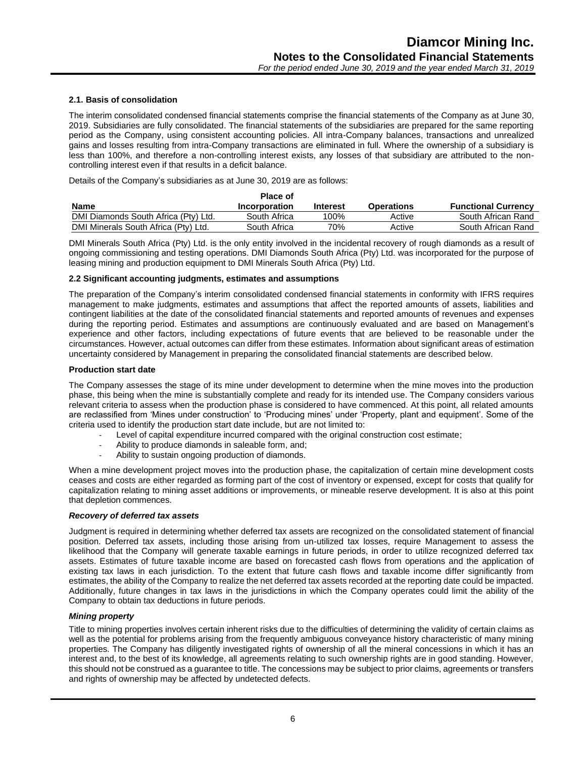### 2.1. Basis of consolidation

The interim consolidated condensed financial statements comprise the financial statements of the Company as at June 30, 2019. Subsidiaries are fully consolidated. The financial statements of the subsidiaries are prepared for the same reporting period as the Company, using consistent accounting policies. All intra-Company balances, transactions and unrealized gains and losses resulting from intra-Company transactions are eliminated in full. Where the ownership of a subsidiary is less than 100%, and therefore a non-controlling interest exists, any losses of that subsidiary are attributed to the non-controlling interest even if that results in a deficit balance.

Details of the Company's subsidiaries as at June 30, 2019 are as follows:

| Name | Place of Incorporation | Interest | Operations | Functional Currency |
|---|---|---|---|---|
| DMI Diamonds South Africa (Pty) Ltd. | South Africa | 100% | Active | South African Rand |
| DMI Minerals South Africa (Pty) Ltd. | South Africa | 70% | Active | South African Rand |

DMI Minerals South Africa (Pty) Ltd. is the only entity involved in the incidental recovery of rough diamonds as a result of ongoing commissioning and testing operations. DMI Diamonds South Africa (Pty) Ltd. was incorporated for the purpose of leasing mining and production equipment to DMI Minerals South Africa (Pty) Ltd.

### 2.2 Significant accounting judgments, estimates and assumptions

The preparation of the Company's interim consolidated condensed financial statements in conformity with IFRS requires management to make judgments, estimates and assumptions that affect the reported amounts of assets, liabilities and contingent liabilities at the date of the consolidated financial statements and reported amounts of revenues and expenses during the reporting period. Estimates and assumptions are continuously evaluated and are based on Management's experience and other factors, including expectations of future events that are believed to be reasonable under the circumstances. However, actual outcomes can differ from these estimates. Information about significant areas of estimation uncertainty considered by Management in preparing the consolidated financial statements are described below.

**Production start date**

The Company assesses the stage of its mine under development to determine when the mine moves into the production phase, this being when the mine is substantially complete and ready for its intended use. The Company considers various relevant criteria to assess when the production phase is considered to have commenced. At this point, all related amounts are reclassified from 'Mines under construction' to 'Producing mines' under 'Property, plant and equipment'. Some of the criteria used to identify the production start date include, but are not limited to:

- Level of capital expenditure incurred compared with the original construction cost estimate;
- Ability to produce diamonds in saleable form, and;
- Ability to sustain ongoing production of diamonds.

When a mine development project moves into the production phase, the capitalization of certain mine development costs ceases and costs are either regarded as forming part of the cost of inventory or expensed, except for costs that qualify for capitalization relating to mining asset additions or improvements, or mineable reserve development. It is also at this point that depletion commences.

***Recovery of deferred tax assets***

Judgment is required in determining whether deferred tax assets are recognized on the consolidated statement of financial position. Deferred tax assets, including those arising from un-utilized tax losses, require Management to assess the likelihood that the Company will generate taxable earnings in future periods, in order to utilize recognized deferred tax assets. Estimates of future taxable income are based on forecasted cash flows from operations and the application of existing tax laws in each jurisdiction. To the extent that future cash flows and taxable income differ significantly from estimates, the ability of the Company to realize the net deferred tax assets recorded at the reporting date could be impacted. Additionally, future changes in tax laws in the jurisdictions in which the Company operates could limit the ability of the Company to obtain tax deductions in future periods.

***Mining property***

Title to mining properties involves certain inherent risks due to the difficulties of determining the validity of certain claims as well as the potential for problems arising from the frequently ambiguous conveyance history characteristic of many mining properties. The Company has diligently investigated rights of ownership of all the mineral concessions in which it has an interest and, to the best of its knowledge, all agreements relating to such ownership rights are in good standing. However, this should not be construed as a guarantee to title. The concessions may be subject to prior claims, agreements or transfers and rights of ownership may be affected by undetected defects.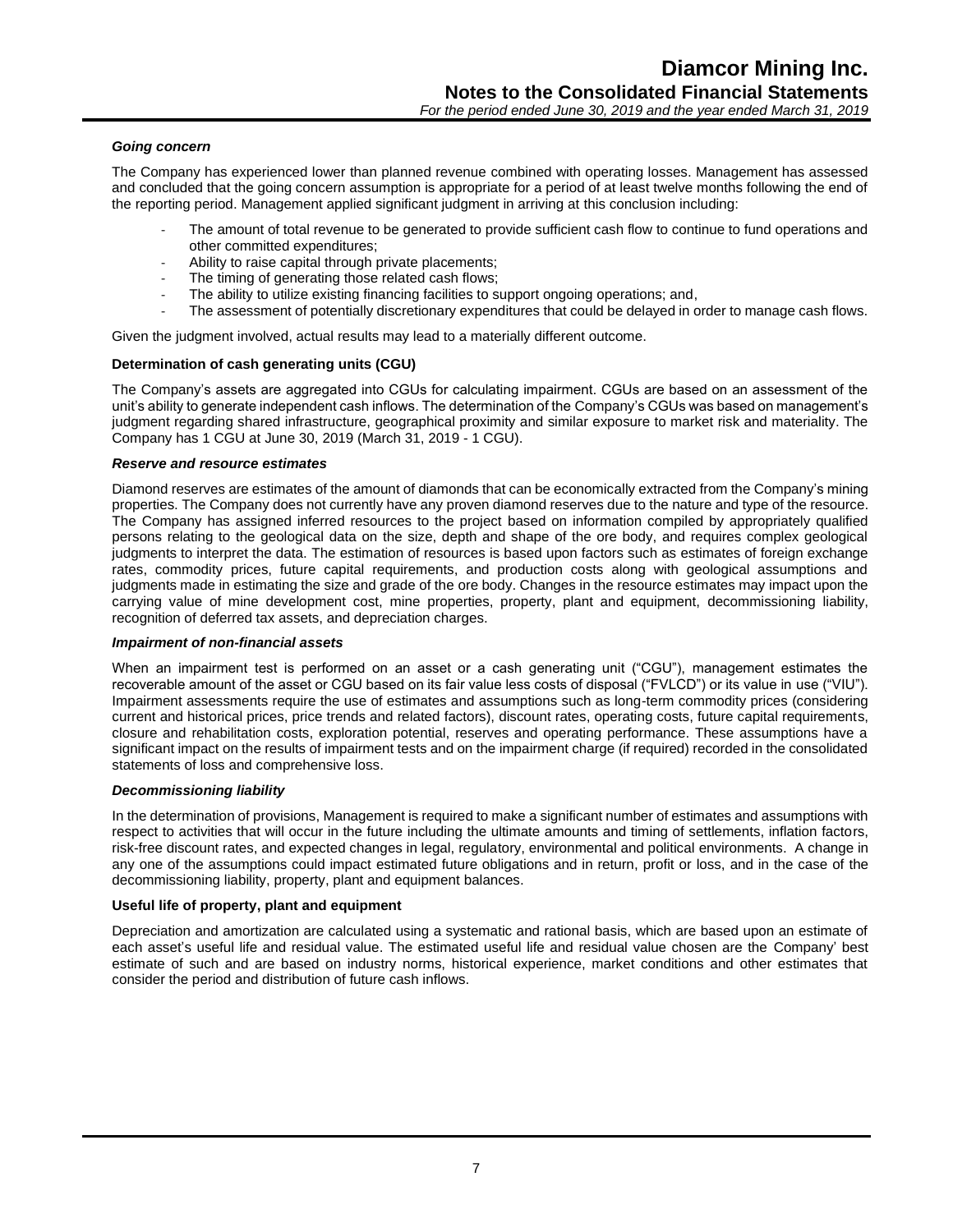### *Going concern*

The Company has experienced lower than planned revenue combined with operating losses. Management has assessed and concluded that the going concern assumption is appropriate for a period of at least twelve months following the end of the reporting period. Management applied significant judgment in arriving at this conclusion including:

- The amount of total revenue to be generated to provide sufficient cash flow to continue to fund operations and other committed expenditures;
- Ability to raise capital through private placements;
- The timing of generating those related cash flows;
- The ability to utilize existing financing facilities to support ongoing operations; and,
- The assessment of potentially discretionary expenditures that could be delayed in order to manage cash flows.

Given the judgment involved, actual results may lead to a materially different outcome.

### **Determination of cash generating units (CGU)**

The Company's assets are aggregated into CGUs for calculating impairment. CGUs are based on an assessment of the unit's ability to generate independent cash inflows. The determination of the Company's CGUs was based on management's judgment regarding shared infrastructure, geographical proximity and similar exposure to market risk and materiality. The Company has 1 CGU at June 30, 2019 (March 31, 2019 - 1 CGU).

### *Reserve and resource estimates*

Diamond reserves are estimates of the amount of diamonds that can be economically extracted from the Company's mining properties. The Company does not currently have any proven diamond reserves due to the nature and type of the resource. The Company has assigned inferred resources to the project based on information compiled by appropriately qualified persons relating to the geological data on the size, depth and shape of the ore body, and requires complex geological judgments to interpret the data. The estimation of resources is based upon factors such as estimates of foreign exchange rates, commodity prices, future capital requirements, and production costs along with geological assumptions and judgments made in estimating the size and grade of the ore body. Changes in the resource estimates may impact upon the carrying value of mine development cost, mine properties, property, plant and equipment, decommissioning liability, recognition of deferred tax assets, and depreciation charges.

### *Impairment of non-financial assets*

When an impairment test is performed on an asset or a cash generating unit ("CGU"), management estimates the recoverable amount of the asset or CGU based on its fair value less costs of disposal ("FVLCD") or its value in use ("VIU"). Impairment assessments require the use of estimates and assumptions such as long-term commodity prices (considering current and historical prices, price trends and related factors), discount rates, operating costs, future capital requirements, closure and rehabilitation costs, exploration potential, reserves and operating performance. These assumptions have a significant impact on the results of impairment tests and on the impairment charge (if required) recorded in the consolidated statements of loss and comprehensive loss.

### *Decommissioning liability*

In the determination of provisions, Management is required to make a significant number of estimates and assumptions with respect to activities that will occur in the future including the ultimate amounts and timing of settlements, inflation factors, risk-free discount rates, and expected changes in legal, regulatory, environmental and political environments. A change in any one of the assumptions could impact estimated future obligations and in return, profit or loss, and in the case of the decommissioning liability, property, plant and equipment balances.

### **Useful life of property, plant and equipment**

Depreciation and amortization are calculated using a systematic and rational basis, which are based upon an estimate of each asset's useful life and residual value. The estimated useful life and residual value chosen are the Company' best estimate of such and are based on industry norms, historical experience, market conditions and other estimates that consider the period and distribution of future cash inflows.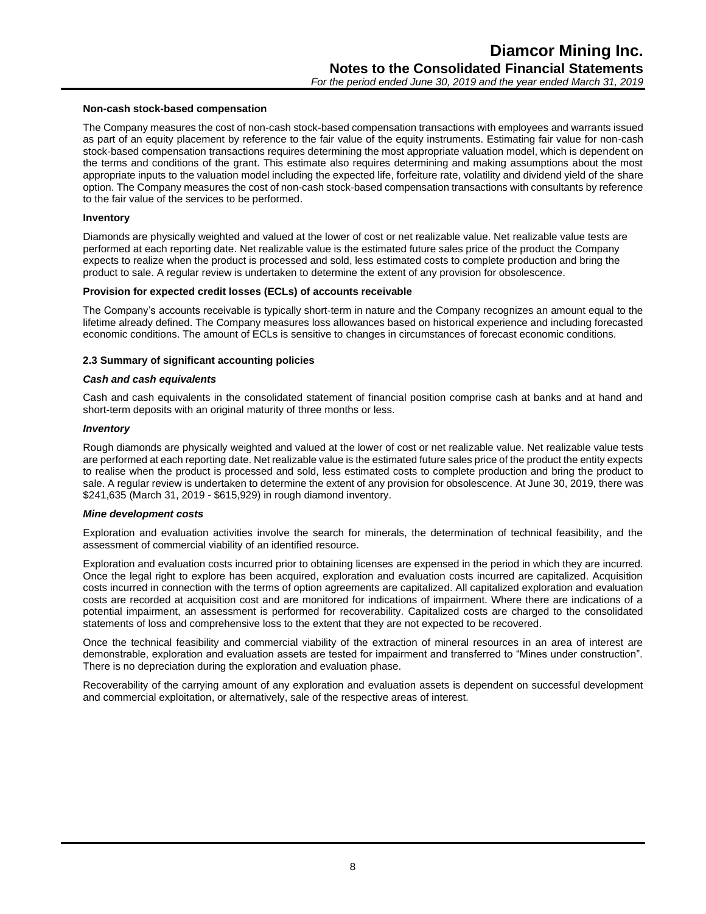**Non-cash stock-based compensation**

The Company measures the cost of non-cash stock-based compensation transactions with employees and warrants issued as part of an equity placement by reference to the fair value of the equity instruments. Estimating fair value for non-cash stock-based compensation transactions requires determining the most appropriate valuation model, which is dependent on the terms and conditions of the grant. This estimate also requires determining and making assumptions about the most appropriate inputs to the valuation model including the expected life, forfeiture rate, volatility and dividend yield of the share option. The Company measures the cost of non-cash stock-based compensation transactions with consultants by reference to the fair value of the services to be performed.

**Inventory**

Diamonds are physically weighted and valued at the lower of cost or net realizable value. Net realizable value tests are performed at each reporting date. Net realizable value is the estimated future sales price of the product the Company expects to realize when the product is processed and sold, less estimated costs to complete production and bring the product to sale. A regular review is undertaken to determine the extent of any provision for obsolescence.

**Provision for expected credit losses (ECLs) of accounts receivable**

The Company's accounts receivable is typically short-term in nature and the Company recognizes an amount equal to the lifetime already defined. The Company measures loss allowances based on historical experience and including forecasted economic conditions. The amount of ECLs is sensitive to changes in circumstances of forecast economic conditions.

### 2.3 Summary of significant accounting policies

***Cash and cash equivalents***

Cash and cash equivalents in the consolidated statement of financial position comprise cash at banks and at hand and short-term deposits with an original maturity of three months or less.

***Inventory***

Rough diamonds are physically weighted and valued at the lower of cost or net realizable value. Net realizable value tests are performed at each reporting date. Net realizable value is the estimated future sales price of the product the entity expects to realise when the product is processed and sold, less estimated costs to complete production and bring the product to sale. A regular review is undertaken to determine the extent of any provision for obsolescence. At June 30, 2019, there was $241,635 (March 31, 2019 - $615,929) in rough diamond inventory.

***Mine development costs***

Exploration and evaluation activities involve the search for minerals, the determination of technical feasibility, and the assessment of commercial viability of an identified resource.

Exploration and evaluation costs incurred prior to obtaining licenses are expensed in the period in which they are incurred. Once the legal right to explore has been acquired, exploration and evaluation costs incurred are capitalized. Acquisition costs incurred in connection with the terms of option agreements are capitalized. All capitalized exploration and evaluation costs are recorded at acquisition cost and are monitored for indications of impairment. Where there are indications of a potential impairment, an assessment is performed for recoverability. Capitalized costs are charged to the consolidated statements of loss and comprehensive loss to the extent that they are not expected to be recovered.

Once the technical feasibility and commercial viability of the extraction of mineral resources in an area of interest are demonstrable, exploration and evaluation assets are tested for impairment and transferred to "Mines under construction". There is no depreciation during the exploration and evaluation phase.

Recoverability of the carrying amount of any exploration and evaluation assets is dependent on successful development and commercial exploitation, or alternatively, sale of the respective areas of interest.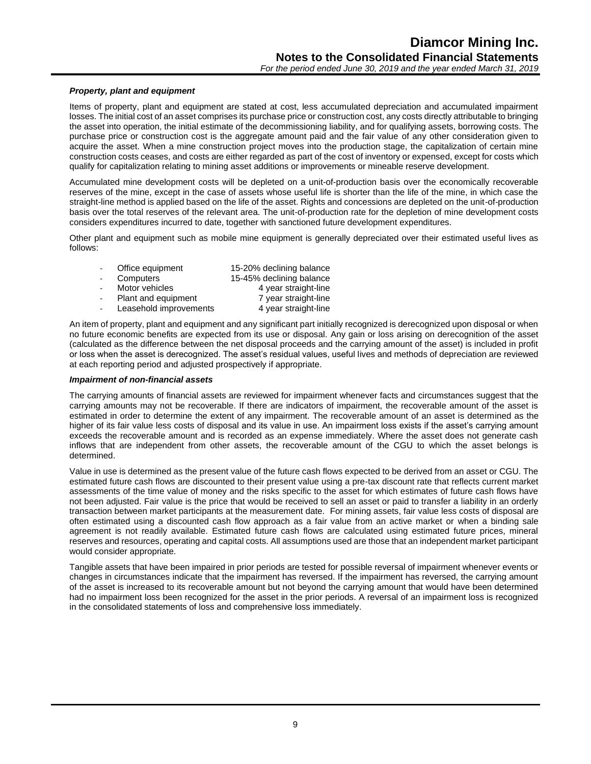### *Property, plant and equipment*

Items of property, plant and equipment are stated at cost, less accumulated depreciation and accumulated impairment losses. The initial cost of an asset comprises its purchase price or construction cost, any costs directly attributable to bringing the asset into operation, the initial estimate of the decommissioning liability, and for qualifying assets, borrowing costs. The purchase price or construction cost is the aggregate amount paid and the fair value of any other consideration given to acquire the asset. When a mine construction project moves into the production stage, the capitalization of certain mine construction costs ceases, and costs are either regarded as part of the cost of inventory or expensed, except for costs which qualify for capitalization relating to mining asset additions or improvements or mineable reserve development.

Accumulated mine development costs will be depleted on a unit-of-production basis over the economically recoverable reserves of the mine, except in the case of assets whose useful life is shorter than the life of the mine, in which case the straight-line method is applied based on the life of the asset. Rights and concessions are depleted on the unit-of-production basis over the total reserves of the relevant area. The unit-of-production rate for the depletion of mine development costs considers expenditures incurred to date, together with sanctioned future development expenditures.

Other plant and equipment such as mobile mine equipment is generally depreciated over their estimated useful lives as follows:

- Office equipment — 15-20% declining balance
- Computers — 15-45% declining balance
- Motor vehicles — 4 year straight-line
- Plant and equipment — 7 year straight-line
- Leasehold improvements — 4 year straight-line

An item of property, plant and equipment and any significant part initially recognized is derecognized upon disposal or when no future economic benefits are expected from its use or disposal. Any gain or loss arising on derecognition of the asset (calculated as the difference between the net disposal proceeds and the carrying amount of the asset) is included in profit or loss when the asset is derecognized. The asset's residual values, useful lives and methods of depreciation are reviewed at each reporting period and adjusted prospectively if appropriate.

### *Impairment of non-financial assets*

The carrying amounts of financial assets are reviewed for impairment whenever facts and circumstances suggest that the carrying amounts may not be recoverable. If there are indicators of impairment, the recoverable amount of the asset is estimated in order to determine the extent of any impairment. The recoverable amount of an asset is determined as the higher of its fair value less costs of disposal and its value in use. An impairment loss exists if the asset's carrying amount exceeds the recoverable amount and is recorded as an expense immediately. Where the asset does not generate cash inflows that are independent from other assets, the recoverable amount of the CGU to which the asset belongs is determined.

Value in use is determined as the present value of the future cash flows expected to be derived from an asset or CGU. The estimated future cash flows are discounted to their present value using a pre-tax discount rate that reflects current market assessments of the time value of money and the risks specific to the asset for which estimates of future cash flows have not been adjusted. Fair value is the price that would be received to sell an asset or paid to transfer a liability in an orderly transaction between market participants at the measurement date. For mining assets, fair value less costs of disposal are often estimated using a discounted cash flow approach as a fair value from an active market or when a binding sale agreement is not readily available. Estimated future cash flows are calculated using estimated future prices, mineral reserves and resources, operating and capital costs. All assumptions used are those that an independent market participant would consider appropriate.

Tangible assets that have been impaired in prior periods are tested for possible reversal of impairment whenever events or changes in circumstances indicate that the impairment has reversed. If the impairment has reversed, the carrying amount of the asset is increased to its recoverable amount but not beyond the carrying amount that would have been determined had no impairment loss been recognized for the asset in the prior periods. A reversal of an impairment loss is recognized in the consolidated statements of loss and comprehensive loss immediately.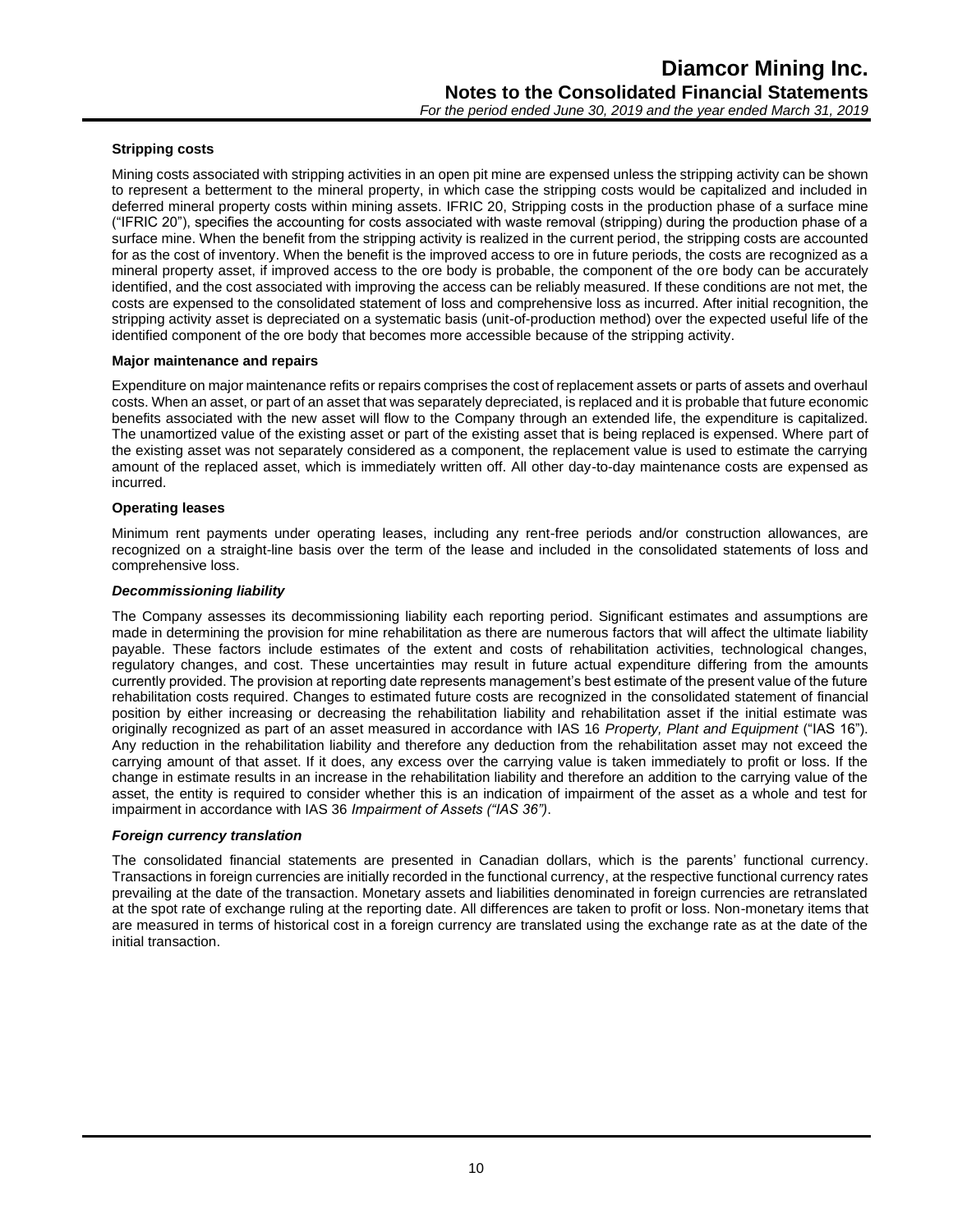**Stripping costs**

Mining costs associated with stripping activities in an open pit mine are expensed unless the stripping activity can be shown to represent a betterment to the mineral property, in which case the stripping costs would be capitalized and included in deferred mineral property costs within mining assets. IFRIC 20, Stripping costs in the production phase of a surface mine ("IFRIC 20"), specifies the accounting for costs associated with waste removal (stripping) during the production phase of a surface mine. When the benefit from the stripping activity is realized in the current period, the stripping costs are accounted for as the cost of inventory. When the benefit is the improved access to ore in future periods, the costs are recognized as a mineral property asset, if improved access to the ore body is probable, the component of the ore body can be accurately identified, and the cost associated with improving the access can be reliably measured. If these conditions are not met, the costs are expensed to the consolidated statement of loss and comprehensive loss as incurred. After initial recognition, the stripping activity asset is depreciated on a systematic basis (unit-of-production method) over the expected useful life of the identified component of the ore body that becomes more accessible because of the stripping activity.

**Major maintenance and repairs**

Expenditure on major maintenance refits or repairs comprises the cost of replacement assets or parts of assets and overhaul costs. When an asset, or part of an asset that was separately depreciated, is replaced and it is probable that future economic benefits associated with the new asset will flow to the Company through an extended life, the expenditure is capitalized. The unamortized value of the existing asset or part of the existing asset that is being replaced is expensed. Where part of the existing asset was not separately considered as a component, the replacement value is used to estimate the carrying amount of the replaced asset, which is immediately written off. All other day-to-day maintenance costs are expensed as incurred.

**Operating leases**

Minimum rent payments under operating leases, including any rent-free periods and/or construction allowances, are recognized on a straight-line basis over the term of the lease and included in the consolidated statements of loss and comprehensive loss.

***Decommissioning liability***

The Company assesses its decommissioning liability each reporting period. Significant estimates and assumptions are made in determining the provision for mine rehabilitation as there are numerous factors that will affect the ultimate liability payable. These factors include estimates of the extent and costs of rehabilitation activities, technological changes, regulatory changes, and cost. These uncertainties may result in future actual expenditure differing from the amounts currently provided. The provision at reporting date represents management's best estimate of the present value of the future rehabilitation costs required. Changes to estimated future costs are recognized in the consolidated statement of financial position by either increasing or decreasing the rehabilitation liability and rehabilitation asset if the initial estimate was originally recognized as part of an asset measured in accordance with IAS 16 *Property, Plant and Equipment* ("IAS 16"). Any reduction in the rehabilitation liability and therefore any deduction from the rehabilitation asset may not exceed the carrying amount of that asset. If it does, any excess over the carrying value is taken immediately to profit or loss. If the change in estimate results in an increase in the rehabilitation liability and therefore an addition to the carrying value of the asset, the entity is required to consider whether this is an indication of impairment of the asset as a whole and test for impairment in accordance with IAS 36 *Impairment of Assets ("IAS 36")*.

***Foreign currency translation***

The consolidated financial statements are presented in Canadian dollars, which is the parents' functional currency. Transactions in foreign currencies are initially recorded in the functional currency, at the respective functional currency rates prevailing at the date of the transaction. Monetary assets and liabilities denominated in foreign currencies are retranslated at the spot rate of exchange ruling at the reporting date. All differences are taken to profit or loss. Non-monetary items that are measured in terms of historical cost in a foreign currency are translated using the exchange rate as at the date of the initial transaction.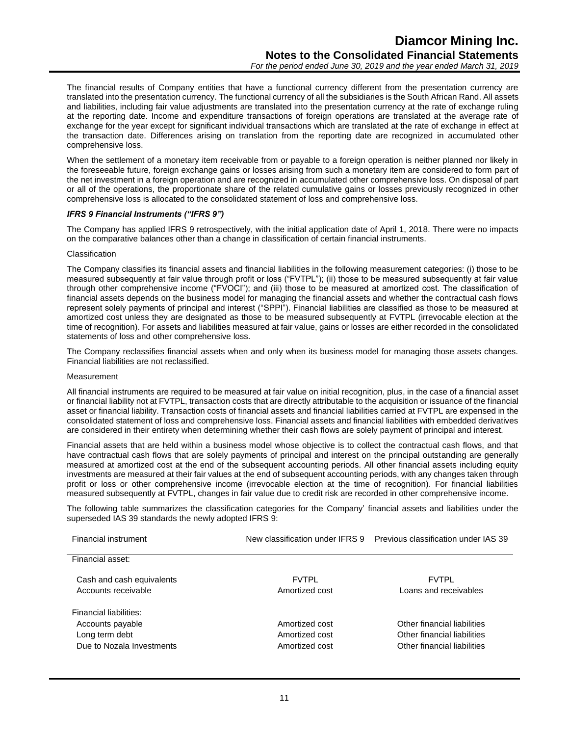The financial results of Company entities that have a functional currency different from the presentation currency are translated into the presentation currency. The functional currency of all the subsidiaries is the South African Rand. All assets and liabilities, including fair value adjustments are translated into the presentation currency at the rate of exchange ruling at the reporting date. Income and expenditure transactions of foreign operations are translated at the average rate of exchange for the year except for significant individual transactions which are translated at the rate of exchange in effect at the transaction date. Differences arising on translation from the reporting date are recognized in accumulated other comprehensive loss.

When the settlement of a monetary item receivable from or payable to a foreign operation is neither planned nor likely in the foreseeable future, foreign exchange gains or losses arising from such a monetary item are considered to form part of the net investment in a foreign operation and are recognized in accumulated other comprehensive loss. On disposal of part or all of the operations, the proportionate share of the related cumulative gains or losses previously recognized in other comprehensive loss is allocated to the consolidated statement of loss and comprehensive loss.

***IFRS 9 Financial Instruments ("IFRS 9")***

The Company has applied IFRS 9 retrospectively, with the initial application date of April 1, 2018. There were no impacts on the comparative balances other than a change in classification of certain financial instruments.

Classification

The Company classifies its financial assets and financial liabilities in the following measurement categories: (i) those to be measured subsequently at fair value through profit or loss ("FVTPL"); (ii) those to be measured subsequently at fair value through other comprehensive income ("FVOCI"); and (iii) those to be measured at amortized cost. The classification of financial assets depends on the business model for managing the financial assets and whether the contractual cash flows represent solely payments of principal and interest ("SPPI"). Financial liabilities are classified as those to be measured at amortized cost unless they are designated as those to be measured subsequently at FVTPL (irrevocable election at the time of recognition). For assets and liabilities measured at fair value, gains or losses are either recorded in the consolidated statements of loss and other comprehensive loss.

The Company reclassifies financial assets when and only when its business model for managing those assets changes. Financial liabilities are not reclassified.

Measurement

All financial instruments are required to be measured at fair value on initial recognition, plus, in the case of a financial asset or financial liability not at FVTPL, transaction costs that are directly attributable to the acquisition or issuance of the financial asset or financial liability. Transaction costs of financial assets and financial liabilities carried at FVTPL are expensed in the consolidated statement of loss and comprehensive loss. Financial assets and financial liabilities with embedded derivatives are considered in their entirety when determining whether their cash flows are solely payment of principal and interest.

Financial assets that are held within a business model whose objective is to collect the contractual cash flows, and that have contractual cash flows that are solely payments of principal and interest on the principal outstanding are generally measured at amortized cost at the end of the subsequent accounting periods. All other financial assets including equity investments are measured at their fair values at the end of subsequent accounting periods, with any changes taken through profit or loss or other comprehensive income (irrevocable election at the time of recognition). For financial liabilities measured subsequently at FVTPL, changes in fair value due to credit risk are recorded in other comprehensive income.

The following table summarizes the classification categories for the Company' financial assets and liabilities under the superseded IAS 39 standards the newly adopted IFRS 9:

| Financial instrument | New classification under IFRS 9 | Previous classification under IAS 39 |
|---|---|---|
| Financial asset: | | |
| Cash and cash equivalents | FVTPL | FVTPL |
| Accounts receivable | Amortized cost | Loans and receivables |
| Financial liabilities: | | |
| Accounts payable | Amortized cost | Other financial liabilities |
| Long term debt | Amortized cost | Other financial liabilities |
| Due to Nozala Investments | Amortized cost | Other financial liabilities |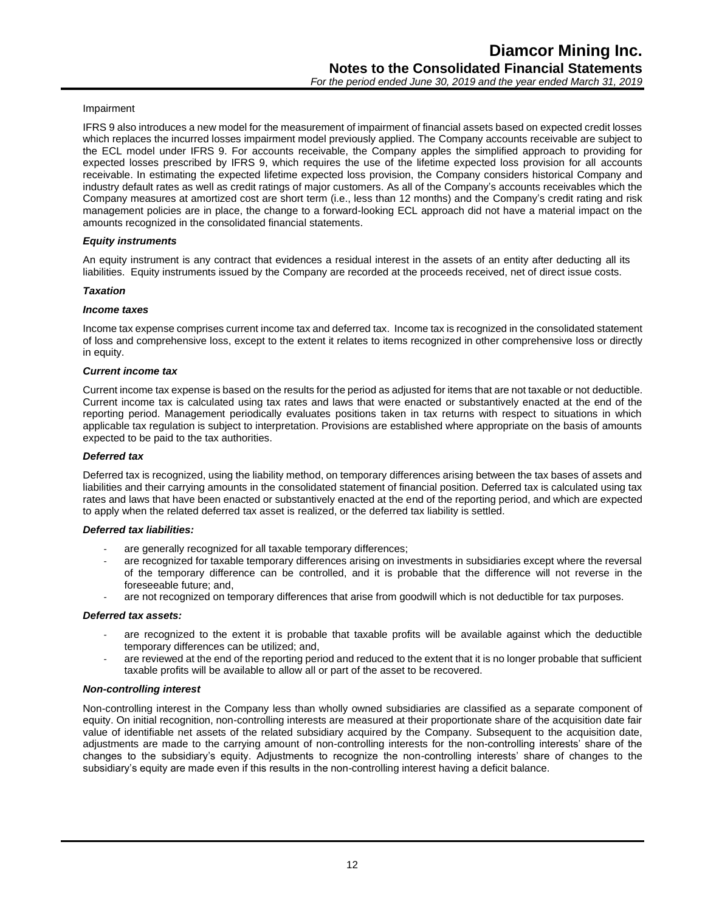Impairment

IFRS 9 also introduces a new model for the measurement of impairment of financial assets based on expected credit losses which replaces the incurred losses impairment model previously applied. The Company accounts receivable are subject to the ECL model under IFRS 9. For accounts receivable, the Company apples the simplified approach to providing for expected losses prescribed by IFRS 9, which requires the use of the lifetime expected loss provision for all accounts receivable. In estimating the expected lifetime expected loss provision, the Company considers historical Company and industry default rates as well as credit ratings of major customers. As all of the Company's accounts receivables which the Company measures at amortized cost are short term (i.e., less than 12 months) and the Company's credit rating and risk management policies are in place, the change to a forward-looking ECL approach did not have a material impact on the amounts recognized in the consolidated financial statements.

***Equity instruments***

An equity instrument is any contract that evidences a residual interest in the assets of an entity after deducting all its liabilities. Equity instruments issued by the Company are recorded at the proceeds received, net of direct issue costs.

***Taxation***

***Income taxes***

Income tax expense comprises current income tax and deferred tax. Income tax is recognized in the consolidated statement of loss and comprehensive loss, except to the extent it relates to items recognized in other comprehensive loss or directly in equity.

***Current income tax***

Current income tax expense is based on the results for the period as adjusted for items that are not taxable or not deductible. Current income tax is calculated using tax rates and laws that were enacted or substantively enacted at the end of the reporting period. Management periodically evaluates positions taken in tax returns with respect to situations in which applicable tax regulation is subject to interpretation. Provisions are established where appropriate on the basis of amounts expected to be paid to the tax authorities.

***Deferred tax***

Deferred tax is recognized, using the liability method, on temporary differences arising between the tax bases of assets and liabilities and their carrying amounts in the consolidated statement of financial position. Deferred tax is calculated using tax rates and laws that have been enacted or substantively enacted at the end of the reporting period, and which are expected to apply when the related deferred tax asset is realized, or the deferred tax liability is settled.

***Deferred tax liabilities:***

- are generally recognized for all taxable temporary differences;
- are recognized for taxable temporary differences arising on investments in subsidiaries except where the reversal of the temporary difference can be controlled, and it is probable that the difference will not reverse in the foreseeable future; and,
- are not recognized on temporary differences that arise from goodwill which is not deductible for tax purposes.

***Deferred tax assets:***

- are recognized to the extent it is probable that taxable profits will be available against which the deductible temporary differences can be utilized; and,
- are reviewed at the end of the reporting period and reduced to the extent that it is no longer probable that sufficient taxable profits will be available to allow all or part of the asset to be recovered.

***Non-controlling interest***

Non-controlling interest in the Company less than wholly owned subsidiaries are classified as a separate component of equity. On initial recognition, non-controlling interests are measured at their proportionate share of the acquisition date fair value of identifiable net assets of the related subsidiary acquired by the Company. Subsequent to the acquisition date, adjustments are made to the carrying amount of non-controlling interests for the non-controlling interests' share of the changes to the subsidiary's equity. Adjustments to recognize the non-controlling interests' share of changes to the subsidiary's equity are made even if this results in the non-controlling interest having a deficit balance.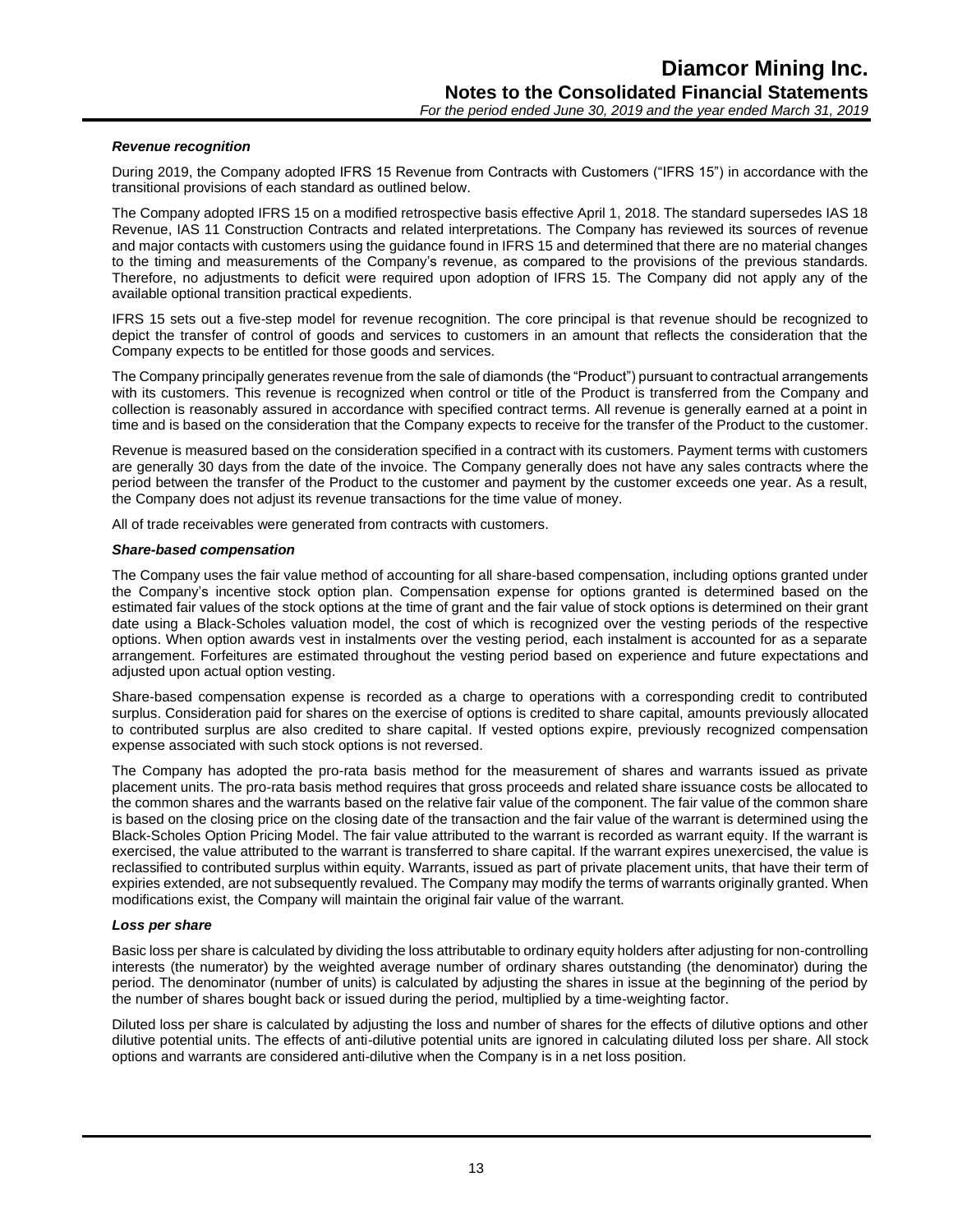### *Revenue recognition*

During 2019, the Company adopted IFRS 15 Revenue from Contracts with Customers ("IFRS 15") in accordance with the transitional provisions of each standard as outlined below.

The Company adopted IFRS 15 on a modified retrospective basis effective April 1, 2018. The standard supersedes IAS 18 Revenue, IAS 11 Construction Contracts and related interpretations. The Company has reviewed its sources of revenue and major contacts with customers using the guidance found in IFRS 15 and determined that there are no material changes to the timing and measurements of the Company's revenue, as compared to the provisions of the previous standards. Therefore, no adjustments to deficit were required upon adoption of IFRS 15. The Company did not apply any of the available optional transition practical expedients.

IFRS 15 sets out a five-step model for revenue recognition. The core principal is that revenue should be recognized to depict the transfer of control of goods and services to customers in an amount that reflects the consideration that the Company expects to be entitled for those goods and services.

The Company principally generates revenue from the sale of diamonds (the "Product") pursuant to contractual arrangements with its customers. This revenue is recognized when control or title of the Product is transferred from the Company and collection is reasonably assured in accordance with specified contract terms. All revenue is generally earned at a point in time and is based on the consideration that the Company expects to receive for the transfer of the Product to the customer.

Revenue is measured based on the consideration specified in a contract with its customers. Payment terms with customers are generally 30 days from the date of the invoice. The Company generally does not have any sales contracts where the period between the transfer of the Product to the customer and payment by the customer exceeds one year. As a result, the Company does not adjust its revenue transactions for the time value of money.

All of trade receivables were generated from contracts with customers.

### *Share-based compensation*

The Company uses the fair value method of accounting for all share-based compensation, including options granted under the Company's incentive stock option plan. Compensation expense for options granted is determined based on the estimated fair values of the stock options at the time of grant and the fair value of stock options is determined on their grant date using a Black-Scholes valuation model, the cost of which is recognized over the vesting periods of the respective options. When option awards vest in instalments over the vesting period, each instalment is accounted for as a separate arrangement. Forfeitures are estimated throughout the vesting period based on experience and future expectations and adjusted upon actual option vesting.

Share-based compensation expense is recorded as a charge to operations with a corresponding credit to contributed surplus. Consideration paid for shares on the exercise of options is credited to share capital, amounts previously allocated to contributed surplus are also credited to share capital. If vested options expire, previously recognized compensation expense associated with such stock options is not reversed.

The Company has adopted the pro-rata basis method for the measurement of shares and warrants issued as private placement units. The pro-rata basis method requires that gross proceeds and related share issuance costs be allocated to the common shares and the warrants based on the relative fair value of the component. The fair value of the common share is based on the closing price on the closing date of the transaction and the fair value of the warrant is determined using the Black-Scholes Option Pricing Model. The fair value attributed to the warrant is recorded as warrant equity. If the warrant is exercised, the value attributed to the warrant is transferred to share capital. If the warrant expires unexercised, the value is reclassified to contributed surplus within equity. Warrants, issued as part of private placement units, that have their term of expiries extended, are not subsequently revalued. The Company may modify the terms of warrants originally granted. When modifications exist, the Company will maintain the original fair value of the warrant.

### *Loss per share*

Basic loss per share is calculated by dividing the loss attributable to ordinary equity holders after adjusting for non-controlling interests (the numerator) by the weighted average number of ordinary shares outstanding (the denominator) during the period. The denominator (number of units) is calculated by adjusting the shares in issue at the beginning of the period by the number of shares bought back or issued during the period, multiplied by a time-weighting factor.

Diluted loss per share is calculated by adjusting the loss and number of shares for the effects of dilutive options and other dilutive potential units. The effects of anti-dilutive potential units are ignored in calculating diluted loss per share. All stock options and warrants are considered anti-dilutive when the Company is in a net loss position.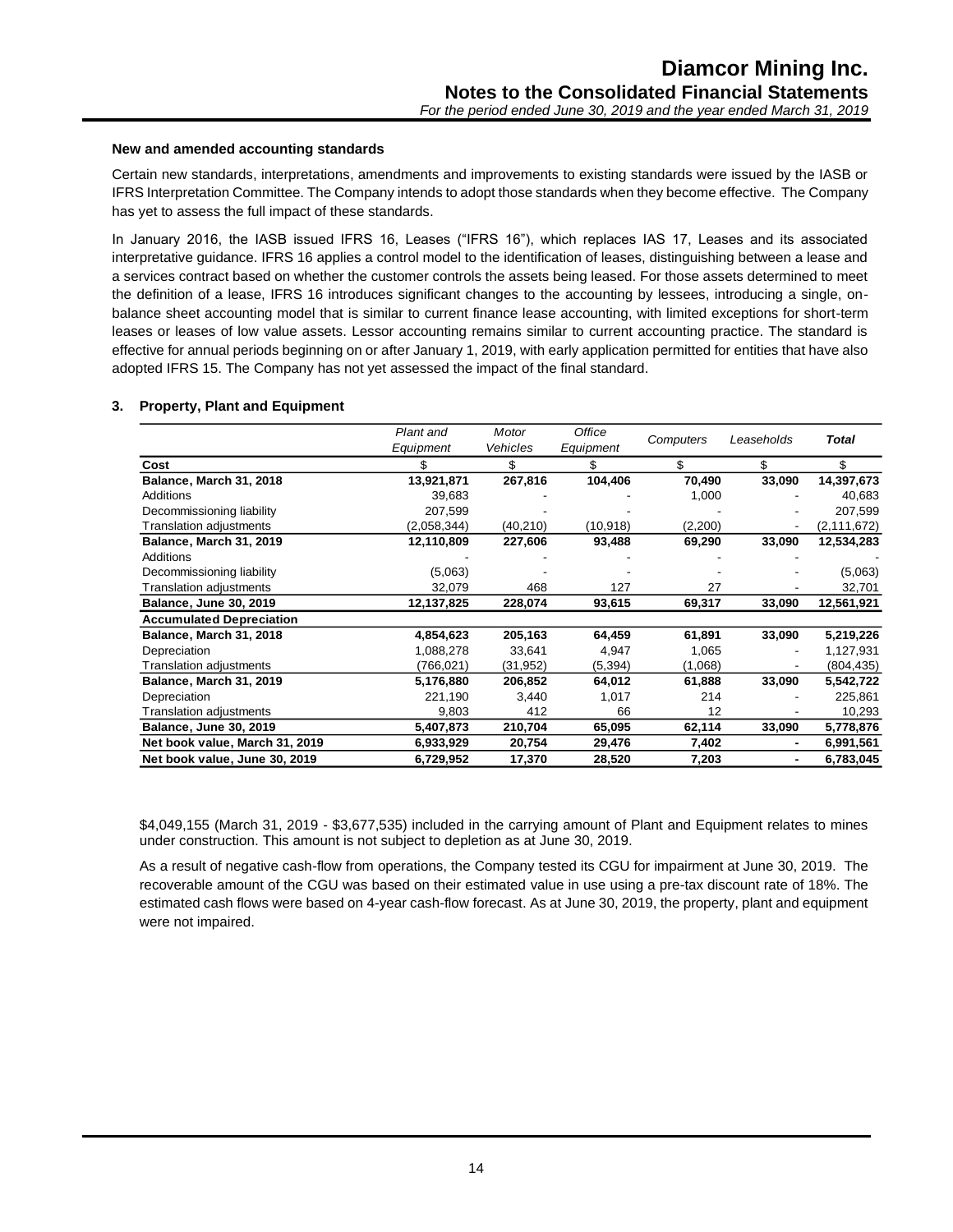#### New and amended accounting standards

Certain new standards, interpretations, amendments and improvements to existing standards were issued by the IASB or IFRS Interpretation Committee. The Company intends to adopt those standards when they become effective. The Company has yet to assess the full impact of these standards.

In January 2016, the IASB issued IFRS 16, Leases ("IFRS 16"), which replaces IAS 17, Leases and its associated interpretative guidance. IFRS 16 applies a control model to the identification of leases, distinguishing between a lease and a services contract based on whether the customer controls the assets being leased. For those assets determined to meet the definition of a lease, IFRS 16 introduces significant changes to the accounting by lessees, introducing a single, on-balance sheet accounting model that is similar to current finance lease accounting, with limited exceptions for short-term leases or leases of low value assets. Lessor accounting remains similar to current accounting practice. The standard is effective for annual periods beginning on or after January 1, 2019, with early application permitted for entities that have also adopted IFRS 15. The Company has not yet assessed the impact of the final standard.

### 3. Property, Plant and Equipment

| | *Plant and Equipment* | *Motor Vehicles* | *Office Equipment* | *Computers* | *Leaseholds* | ***Total*** |
|---|---|---|---|---|---|---|
| **Cost** | $ | $ | $ | $ | $ | $ |
| **Balance, March 31, 2018** | **13,921,871** | **267,816** | **104,406** | **70,490** | **33,090** | **14,397,673** |
| Additions | 39,683 | - | - | 1,000 | - | 40,683 |
| Decommissioning liability | 207,599 | - | - | - | - | 207,599 |
| Translation adjustments | (2,058,344) | (40,210) | (10,918) | (2,200) | - | (2,111,672) |
| **Balance, March 31, 2019** | **12,110,809** | **227,606** | **93,488** | **69,290** | **33,090** | **12,534,283** |
| Additions | - | - | - | - | - | - |
| Decommissioning liability | (5,063) | - | - | - | - | (5,063) |
| Translation adjustments | 32,079 | 468 | 127 | 27 | - | 32,701 |
| **Balance, June 30, 2019** | **12,137,825** | **228,074** | **93,615** | **69,317** | **33,090** | **12,561,921** |
| **Accumulated Depreciation** | | | | | | |
| **Balance, March 31, 2018** | **4,854,623** | **205,163** | **64,459** | **61,891** | **33,090** | **5,219,226** |
| Depreciation | 1,088,278 | 33,641 | 4,947 | 1,065 | - | 1,127,931 |
| Translation adjustments | (766,021) | (31,952) | (5,394) | (1,068) | - | (804,435) |
| **Balance, March 31, 2019** | **5,176,880** | **206,852** | **64,012** | **61,888** | **33,090** | **5,542,722** |
| Depreciation | 221,190 | 3,440 | 1,017 | 214 | - | 225,861 |
| Translation adjustments | 9,803 | 412 | 66 | 12 | - | 10,293 |
| **Balance, June 30, 2019** | **5,407,873** | **210,704** | **65,095** | **62,114** | **33,090** | **5,778,876** |
| **Net book value, March 31, 2019** | **6,933,929** | **20,754** | **29,476** | **7,402** | **-** | **6,991,561** |
| **Net book value, June 30, 2019** | **6,729,952** | **17,370** | **28,520** | **7,203** | **-** | **6,783,045** |

$4,049,155 (March 31, 2019 - $3,677,535) included in the carrying amount of Plant and Equipment relates to mines under construction. This amount is not subject to depletion as at June 30, 2019.

As a result of negative cash-flow from operations, the Company tested its CGU for impairment at June 30, 2019. The recoverable amount of the CGU was based on their estimated value in use using a pre-tax discount rate of 18%. The estimated cash flows were based on 4-year cash-flow forecast. As at June 30, 2019, the property, plant and equipment were not impaired.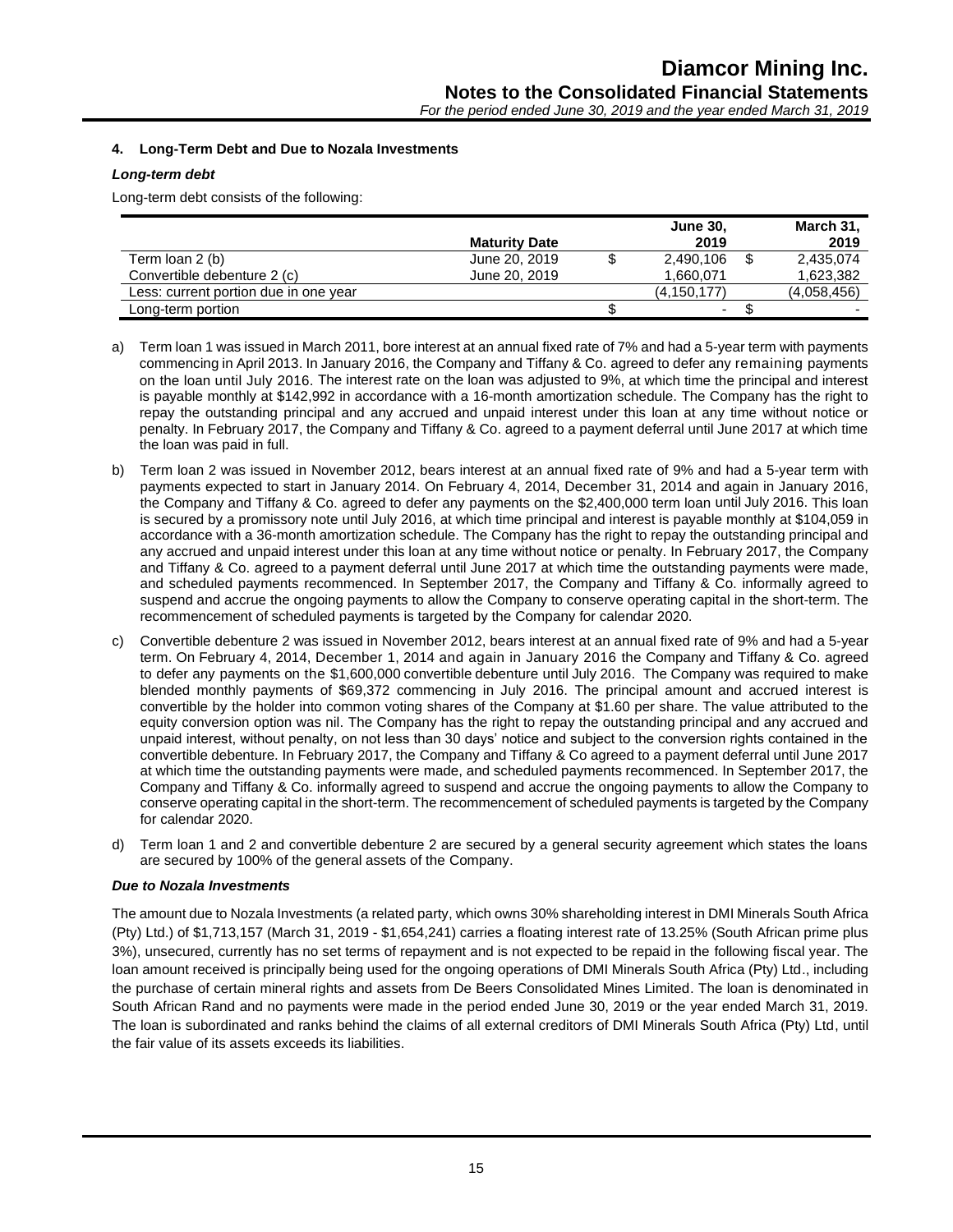#### 4. Long-Term Debt and Due to Nozala Investments

***Long-term debt***

Long-term debt consists of the following:

| | Maturity Date | | June 30, 2019 | | March 31, 2019 |
|---|---|---|---|---|---|
| Term loan 2 (b) | June 20, 2019 | $ | 2,490,106 | $ | 2,435,074 |
| Convertible debenture 2 (c) | June 20, 2019 | | 1,660,071 | | 1,623,382 |
| Less: current portion due in one year | | | (4,150,177) | | (4,058,456) |
| Long-term portion | | $ | - | $ | - |

a) Term loan 1 was issued in March 2011, bore interest at an annual fixed rate of 7% and had a 5-year term with payments commencing in April 2013. In January 2016, the Company and Tiffany & Co. agreed to defer any remaining payments on the loan until July 2016. The interest rate on the loan was adjusted to 9%, at which time the principal and interest is payable monthly at $142,992 in accordance with a 16-month amortization schedule. The Company has the right to repay the outstanding principal and any accrued and unpaid interest under this loan at any time without notice or penalty. In February 2017, the Company and Tiffany & Co. agreed to a payment deferral until June 2017 at which time the loan was paid in full.

b) Term loan 2 was issued in November 2012, bears interest at an annual fixed rate of 9% and had a 5-year term with payments expected to start in January 2014. On February 4, 2014, December 31, 2014 and again in January 2016, the Company and Tiffany & Co. agreed to defer any payments on the $2,400,000 term loan until July 2016. This loan is secured by a promissory note until July 2016, at which time principal and interest is payable monthly at $104,059 in accordance with a 36-month amortization schedule. The Company has the right to repay the outstanding principal and any accrued and unpaid interest under this loan at any time without notice or penalty. In February 2017, the Company and Tiffany & Co. agreed to a payment deferral until June 2017 at which time the outstanding payments were made, and scheduled payments recommenced. In September 2017, the Company and Tiffany & Co. informally agreed to suspend and accrue the ongoing payments to allow the Company to conserve operating capital in the short-term. The recommencement of scheduled payments is targeted by the Company for calendar 2020.

c) Convertible debenture 2 was issued in November 2012, bears interest at an annual fixed rate of 9% and had a 5-year term. On February 4, 2014, December 31, 2014 and again in January 2016 the Company and Tiffany & Co. agreed to defer any payments on the $1,600,000 convertible debenture until July 2016. The Company was required to make blended monthly payments of $69,372 commencing in July 2016. The principal amount and accrued interest is convertible by the holder into common voting shares of the Company at $1.60 per share. The value attributed to the equity conversion option was nil. The Company has the right to repay the outstanding principal and any accrued and unpaid interest, without penalty, on not less than 30 days' notice and subject to the conversion rights contained in the convertible debenture. In February 2017, the Company and Tiffany & Co agreed to a payment deferral until June 2017 at which time the outstanding payments were made, and scheduled payments recommenced. In September 2017, the Company and Tiffany & Co. informally agreed to suspend and accrue the ongoing payments to allow the Company to conserve operating capital in the short-term. The recommencement of scheduled payments is targeted by the Company for calendar 2020.

d) Term loan 1 and 2 and convertible debenture 2 are secured by a general security agreement which states the loans are secured by 100% of the general assets of the Company.

***Due to Nozala Investments***

The amount due to Nozala Investments (a related party, which owns 30% shareholding interest in DMI Minerals South Africa (Pty) Ltd.) of $1,713,157 (March 31, 2019 - $1,654,241) carries a floating interest rate of 13.25% (South African prime plus 3%), unsecured, currently has no set terms of repayment and is not expected to be repaid in the following fiscal year. The loan amount received is principally being used for the ongoing operations of DMI Minerals South Africa (Pty) Ltd., including the purchase of certain mineral rights and assets from De Beers Consolidated Mines Limited. The loan is denominated in South African Rand and no payments were made in the period ended June 30, 2019 or the year ended March 31, 2019. The loan is subordinated and ranks behind the claims of all external creditors of DMI Minerals South Africa (Pty) Ltd, until the fair value of its assets exceeds its liabilities.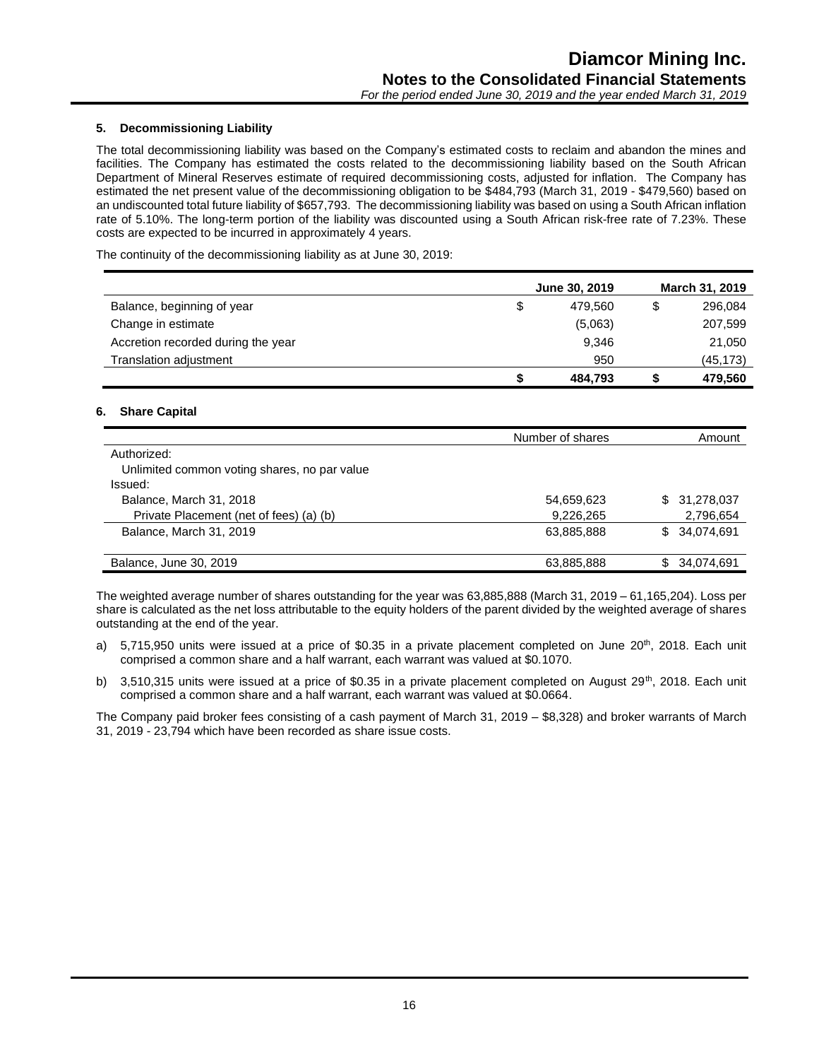### 5. Decommissioning Liability

The total decommissioning liability was based on the Company's estimated costs to reclaim and abandon the mines and facilities. The Company has estimated the costs related to the decommissioning liability based on the South African Department of Mineral Reserves estimate of required decommissioning costs, adjusted for inflation. The Company has estimated the net present value of the decommissioning obligation to be $484,793 (March 31, 2019 - $479,560) based on an undiscounted total future liability of $657,793. The decommissioning liability was based on using a South African inflation rate of 5.10%. The long-term portion of the liability was discounted using a South African risk-free rate of 7.23%. These costs are expected to be incurred in approximately 4 years.

The continuity of the decommissioning liability as at June 30, 2019:

| | June 30, 2019 | March 31, 2019 |
|---|---|---|
| Balance, beginning of year | $ 479,560 | $ 296,084 |
| Change in estimate | (5,063) | 207,599 |
| Accretion recorded during the year | 9,346 | 21,050 |
| Translation adjustment | 950 | (45,173) |
| | **$ 484,793** | **$ 479,560** |

### 6. Share Capital

| | Number of shares | Amount |
|---|---|---|
| Authorized: | | |
| Unlimited common voting shares, no par value | | |
| Issued: | | |
| Balance, March 31, 2018 | 54,659,623 | $ 31,278,037 |
| Private Placement (net of fees) (a) (b) | 9,226,265 | 2,796,654 |
| Balance, March 31, 2019 | 63,885,888 | $ 34,074,691 |
| Balance, June 30, 2019 | 63,885,888 | $ 34,074,691 |

The weighted average number of shares outstanding for the year was 63,885,888 (March 31, 2019 – 61,165,204). Loss per share is calculated as the net loss attributable to the equity holders of the parent divided by the weighted average of shares outstanding at the end of the year.

a) 5,715,950 units were issued at a price of $0.35 in a private placement completed on June 20th, 2018. Each unit comprised a common share and a half warrant, each warrant was valued at $0.1070.

b) 3,510,315 units were issued at a price of $0.35 in a private placement completed on August 29th, 2018. Each unit comprised a common share and a half warrant, each warrant was valued at $0.0664.

The Company paid broker fees consisting of a cash payment of March 31, 2019 – $8,328) and broker warrants of March 31, 2019 - 23,794 which have been recorded as share issue costs.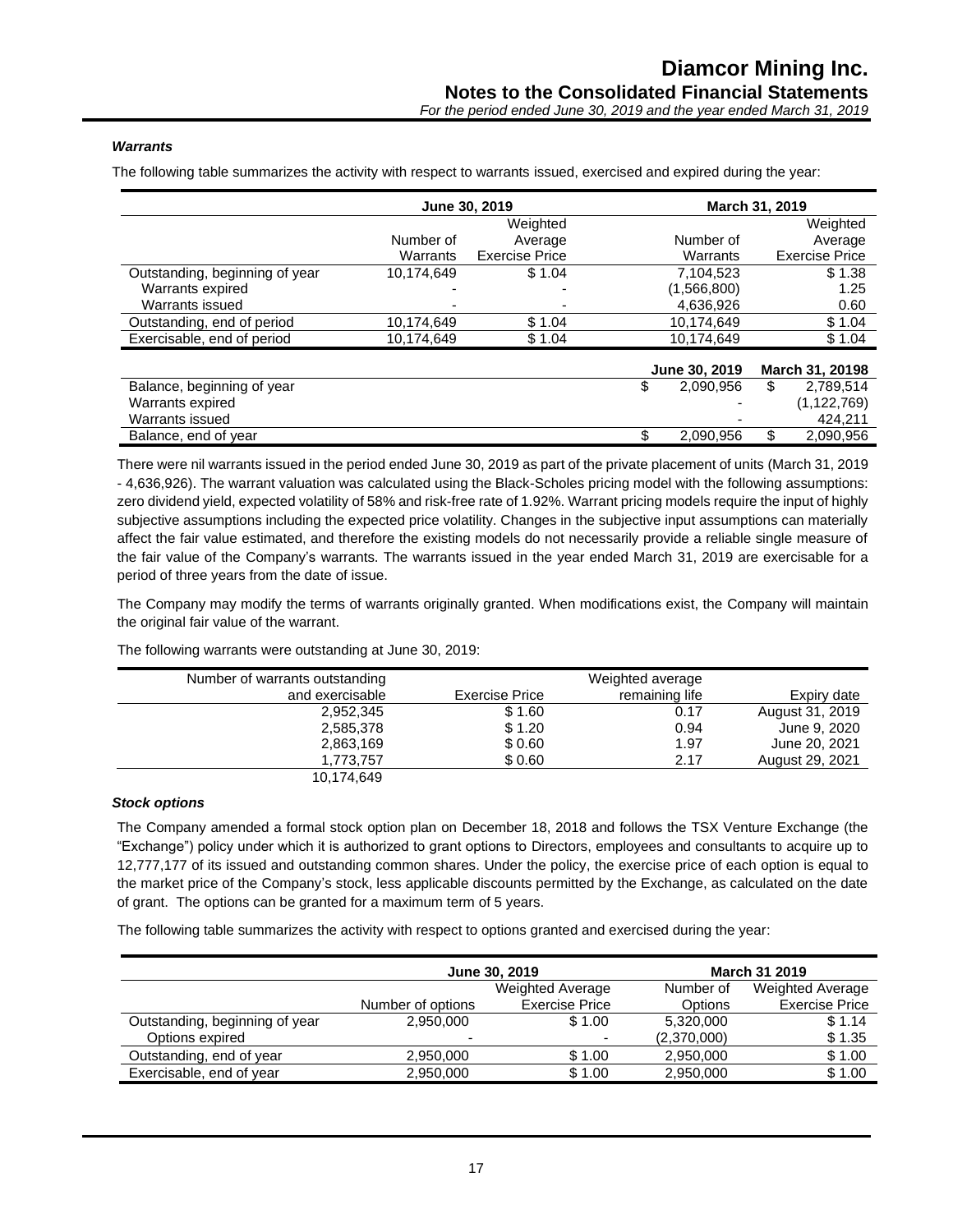### *Warrants*

The following table summarizes the activity with respect to warrants issued, exercised and expired during the year:

| | June 30, 2019 | | March 31, 2019 | |
|---|---|---|---|---|
| | Number of Warrants | Weighted Average Exercise Price | Number of Warrants | Weighted Average Exercise Price |
| Outstanding, beginning of year | 10,174,649 | $ 1.04 | 7,104,523 | $ 1.38 |
| Warrants expired | - | - | (1,566,800) | 1.25 |
| Warrants issued | - | - | 4,636,926 | 0.60 |
| Outstanding, end of period | 10,174,649 | $ 1.04 | 10,174,649 | $ 1.04 |
| Exercisable, end of period | 10,174,649 | $ 1.04 | 10,174,649 | $ 1.04 |

| | June 30, 2019 | March 31, 20198 |
|---|---|---|
| Balance, beginning of year | $ 2,090,956 | $ 2,789,514 |
| Warrants expired | - | (1,122,769) |
| Warrants issued | - | 424,211 |
| Balance, end of year | $ 2,090,956 | $ 2,090,956 |

There were nil warrants issued in the period ended June 30, 2019 as part of the private placement of units (March 31, 2019 - 4,636,926). The warrant valuation was calculated using the Black-Scholes pricing model with the following assumptions: zero dividend yield, expected volatility of 58% and risk-free rate of 1.92%. Warrant pricing models require the input of highly subjective assumptions including the expected price volatility. Changes in the subjective input assumptions can materially affect the fair value estimated, and therefore the existing models do not necessarily provide a reliable single measure of the fair value of the Company's warrants. The warrants issued in the year ended March 31, 2019 are exercisable for a period of three years from the date of issue.

The Company may modify the terms of warrants originally granted. When modifications exist, the Company will maintain the original fair value of the warrant.

The following warrants were outstanding at June 30, 2019:

| Number of warrants outstanding and exercisable | Exercise Price | Weighted average remaining life | Expiry date |
|---|---|---|---|
| 2,952,345 | $ 1.60 | 0.17 | August 31, 2019 |
| 2,585,378 | $ 1.20 | 0.94 | June 9, 2020 |
| 2,863,169 | $ 0.60 | 1.97 | June 20, 2021 |
| 1,773,757 | $ 0.60 | 2.17 | August 29, 2021 |
| 10,174,649 | | | |

### *Stock options*

The Company amended a formal stock option plan on December 18, 2018 and follows the TSX Venture Exchange (the "Exchange") policy under which it is authorized to grant options to Directors, employees and consultants to acquire up to 12,777,177 of its issued and outstanding common shares. Under the policy, the exercise price of each option is equal to the market price of the Company's stock, less applicable discounts permitted by the Exchange, as calculated on the date of grant. The options can be granted for a maximum term of 5 years.

The following table summarizes the activity with respect to options granted and exercised during the year:

| | June 30, 2019 | | March 31 2019 | |
|---|---|---|---|---|
| | Number of options | Weighted Average Exercise Price | Number of Options | Weighted Average Exercise Price |
| Outstanding, beginning of year | 2,950,000 | $ 1.00 | 5,320,000 | $ 1.14 |
| Options expired | - | - | (2,370,000) | $ 1.35 |
| Outstanding, end of year | 2,950,000 | $ 1.00 | 2,950,000 | $ 1.00 |
| Exercisable, end of year | 2,950,000 | $ 1.00 | 2,950,000 | $ 1.00 |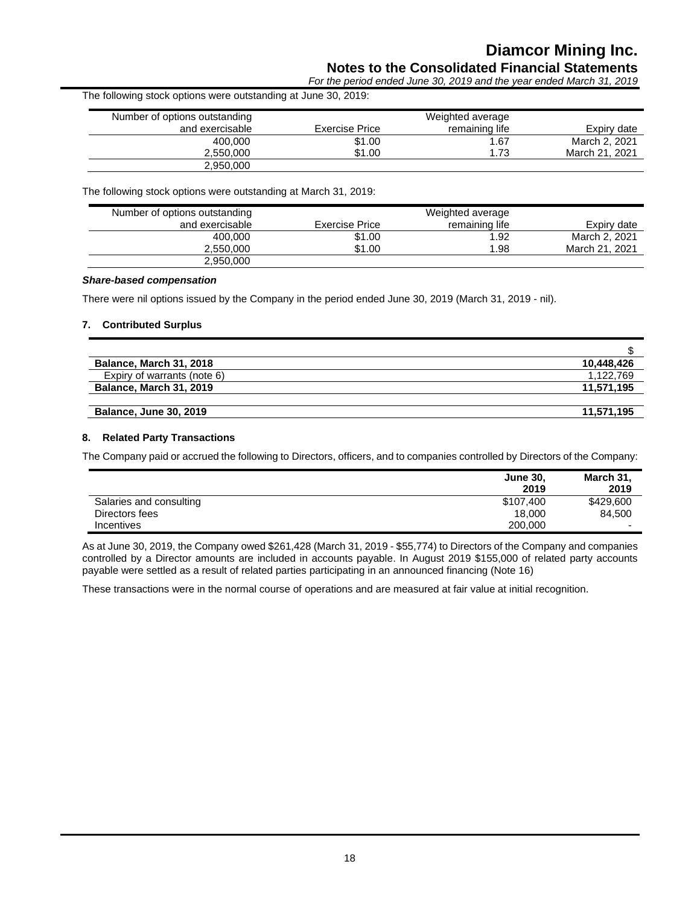The following stock options were outstanding at June 30, 2019:

| Number of options outstanding and exercisable | Exercise Price | Weighted average remaining life | Expiry date |
|---|---|---|---|
| 400,000 | $1.00 | 1.67 | March 2, 2021 |
| 2,550,000 | $1.00 | 1.73 | March 21, 2021 |
| 2,950,000 | | | |

The following stock options were outstanding at March 31, 2019:

| Number of options outstanding and exercisable | Exercise Price | Weighted average remaining life | Expiry date |
|---|---|---|---|
| 400,000 | $1.00 | 1.92 | March 2, 2021 |
| 2,550,000 | $1.00 | 1.98 | March 21, 2021 |
| 2,950,000 | | | |

***Share-based compensation***

There were nil options issued by the Company in the period ended June 30, 2019 (March 31, 2019 - nil).

### 7. Contributed Surplus

| | $ |
|---|---|
| **Balance, March 31, 2018** | **10,448,426** |
| Expiry of warrants (note 6) | 1,122,769 |
| **Balance, March 31, 2019** | **11,571,195** |
| | |
| **Balance, June 30, 2019** | **11,571,195** |

### 8. Related Party Transactions

The Company paid or accrued the following to Directors, officers, and to companies controlled by Directors of the Company:

| | **June 30, 2019** | **March 31, 2019** |
|---|---|---|
| Salaries and consulting | $107,400 | $429,600 |
| Directors fees | 18,000 | 84,500 |
| Incentives | 200,000 | - |

As at June 30, 2019, the Company owed $261,428 (March 31, 2019 - $55,774) to Directors of the Company and companies controlled by a Director amounts are included in accounts payable. In August 2019 $155,000 of related party accounts payable were settled as a result of related parties participating in an announced financing (Note 16)

These transactions were in the normal course of operations and are measured at fair value at initial recognition.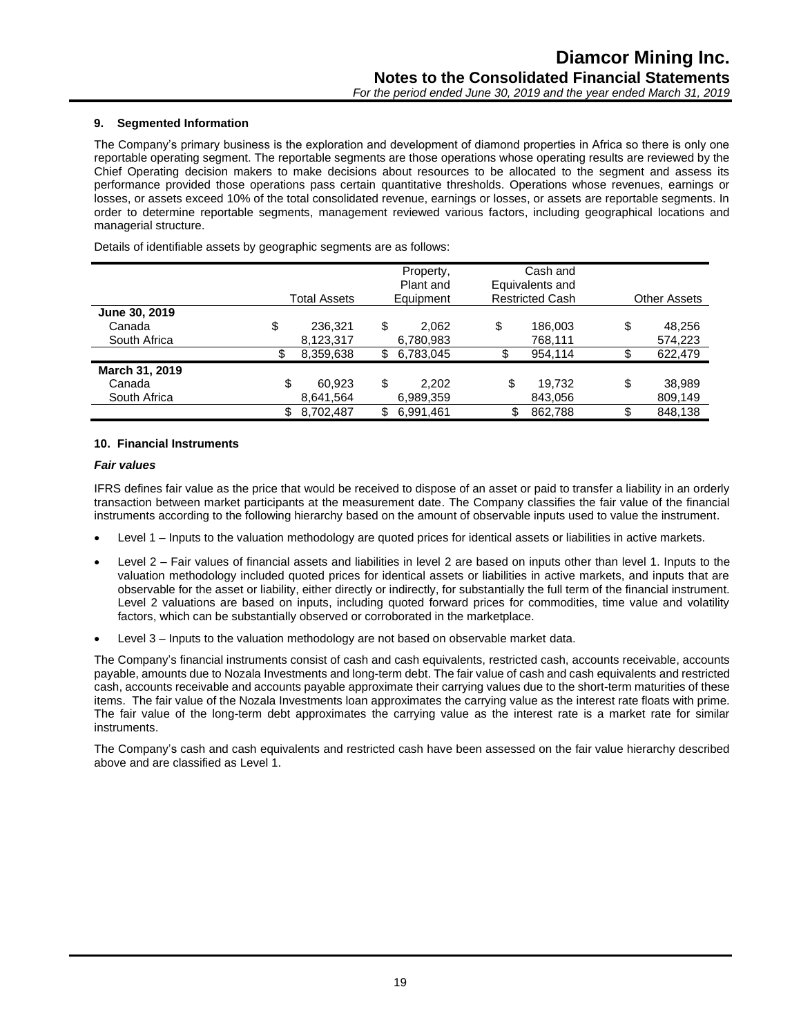## 9. Segmented Information

The Company's primary business is the exploration and development of diamond properties in Africa so there is only one reportable operating segment. The reportable segments are those operations whose operating results are reviewed by the Chief Operating decision makers to make decisions about resources to be allocated to the segment and assess its performance provided those operations pass certain quantitative thresholds. Operations whose revenues, earnings or losses, or assets exceed 10% of the total consolidated revenue, earnings or losses, or assets are reportable segments. In order to determine reportable segments, management reviewed various factors, including geographical locations and managerial structure.

Details of identifiable assets by geographic segments are as follows:

| | Total Assets | Property, Plant and Equipment | Cash and Equivalents and Restricted Cash | Other Assets |
|---|---|---|---|---|
| **June 30, 2019** | | | | |
| Canada | $ 236,321 | $ 2,062 | $ 186,003 | $ 48,256 |
| South Africa | 8,123,317 | 6,780,983 | 768,111 | 574,223 |
| | $ 8,359,638 | $ 6,783,045 | $ 954,114 | $ 622,479 |
| **March 31, 2019** | | | | |
| Canada | $ 60,923 | $ 2,202 | $ 19,732 | $ 38,989 |
| South Africa | 8,641,564 | 6,989,359 | 843,056 | 809,149 |
| | $ 8,702,487 | $ 6,991,461 | $ 862,788 | $ 848,138 |

## 10. Financial Instruments

### *Fair values*

IFRS defines fair value as the price that would be received to dispose of an asset or paid to transfer a liability in an orderly transaction between market participants at the measurement date. The Company classifies the fair value of the financial instruments according to the following hierarchy based on the amount of observable inputs used to value the instrument.

- Level 1 – Inputs to the valuation methodology are quoted prices for identical assets or liabilities in active markets.
- Level 2 – Fair values of financial assets and liabilities in level 2 are based on inputs other than level 1. Inputs to the valuation methodology included quoted prices for identical assets or liabilities in active markets, and inputs that are observable for the asset or liability, either directly or indirectly, for substantially the full term of the financial instrument. Level 2 valuations are based on inputs, including quoted forward prices for commodities, time value and volatility factors, which can be substantially observed or corroborated in the marketplace.
- Level 3 – Inputs to the valuation methodology are not based on observable market data.

The Company's financial instruments consist of cash and cash equivalents, restricted cash, accounts receivable, accounts payable, amounts due to Nozala Investments and long-term debt. The fair value of cash and cash equivalents and restricted cash, accounts receivable and accounts payable approximate their carrying values due to the short-term maturities of these items. The fair value of the Nozala Investments loan approximates the carrying value as the interest rate floats with prime. The fair value of the long-term debt approximates the carrying value as the interest rate is a market rate for similar instruments.

The Company's cash and cash equivalents and restricted cash have been assessed on the fair value hierarchy described above and are classified as Level 1.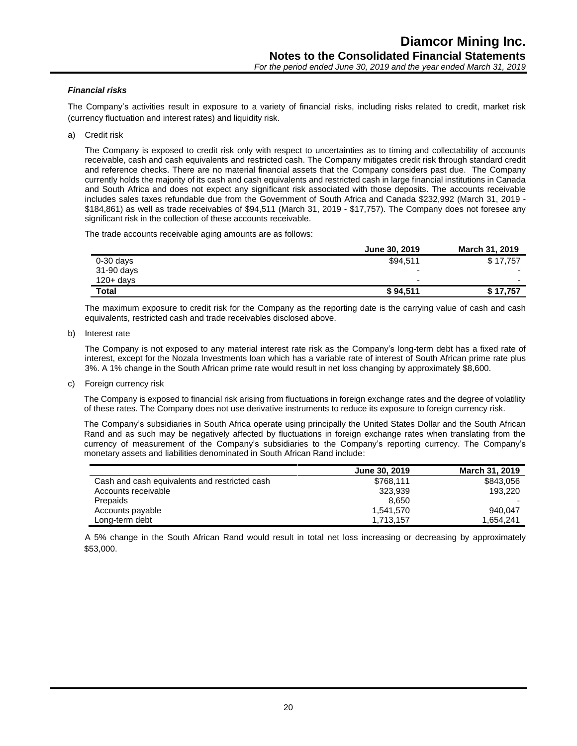### *Financial risks*

The Company's activities result in exposure to a variety of financial risks, including risks related to credit, market risk (currency fluctuation and interest rates) and liquidity risk.

a) Credit risk

The Company is exposed to credit risk only with respect to uncertainties as to timing and collectability of accounts receivable, cash and cash equivalents and restricted cash. The Company mitigates credit risk through standard credit and reference checks. There are no material financial assets that the Company considers past due. The Company currently holds the majority of its cash and cash equivalents and restricted cash in large financial institutions in Canada and South Africa and does not expect any significant risk associated with those deposits. The accounts receivable includes sales taxes refundable due from the Government of South Africa and Canada $232,992 (March 31, 2019 - $184,861) as well as trade receivables of $94,511 (March 31, 2019 - $17,757). The Company does not foresee any significant risk in the collection of these accounts receivable.

The trade accounts receivable aging amounts are as follows:

| | June 30, 2019 | March 31, 2019 |
|---|---|---|
| 0-30 days | $94,511 | $ 17,757 |
| 31-90 days | - | - |
| 120+ days | - | - |
| **Total** | **$ 94,511** | **$ 17,757** |

The maximum exposure to credit risk for the Company as the reporting date is the carrying value of cash and cash equivalents, restricted cash and trade receivables disclosed above.

b) Interest rate

The Company is not exposed to any material interest rate risk as the Company's long-term debt has a fixed rate of interest, except for the Nozala Investments loan which has a variable rate of interest of South African prime rate plus 3%. A 1% change in the South African prime rate would result in net loss changing by approximately $8,600.

c) Foreign currency risk

The Company is exposed to financial risk arising from fluctuations in foreign exchange rates and the degree of volatility of these rates. The Company does not use derivative instruments to reduce its exposure to foreign currency risk.

The Company's subsidiaries in South Africa operate using principally the United States Dollar and the South African Rand and as such may be negatively affected by fluctuations in foreign exchange rates when translating from the currency of measurement of the Company's subsidiaries to the Company's reporting currency. The Company's monetary assets and liabilities denominated in South African Rand include:

| | June 30, 2019 | March 31, 2019 |
|---|---|---|
| Cash and cash equivalents and restricted cash | $768,111 | $843,056 |
| Accounts receivable | 323,939 | 193,220 |
| Prepaids | 8,650 | - |
| Accounts payable | 1,541,570 | 940,047 |
| Long-term debt | 1,713,157 | 1,654,241 |

A 5% change in the South African Rand would result in total net loss increasing or decreasing by approximately $53,000.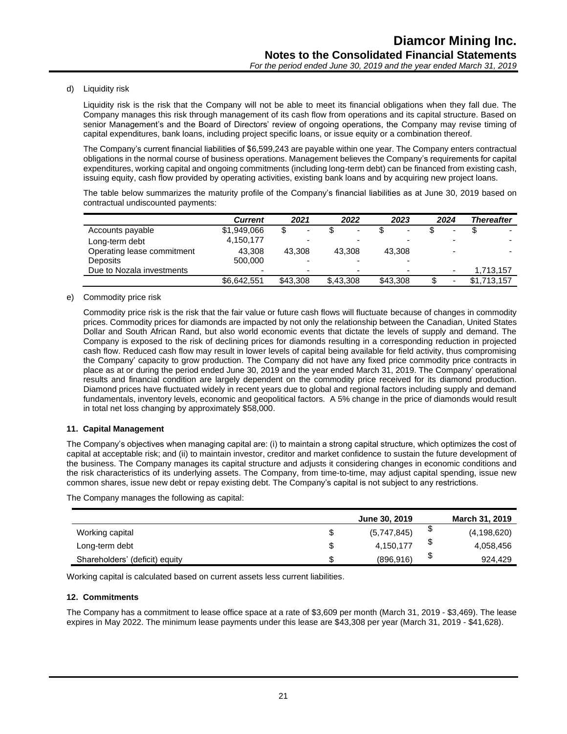d) Liquidity risk

Liquidity risk is the risk that the Company will not be able to meet its financial obligations when they fall due. The Company manages this risk through management of its cash flow from operations and its capital structure. Based on senior Management's and the Board of Directors' review of ongoing operations, the Company may revise timing of capital expenditures, bank loans, including project specific loans, or issue equity or a combination thereof.

The Company's current financial liabilities of $6,599,243 are payable within one year. The Company enters contractual obligations in the normal course of business operations. Management believes the Company's requirements for capital expenditures, working capital and ongoing commitments (including long-term debt) can be financed from existing cash, issuing equity, cash flow provided by operating activities, existing bank loans and by acquiring new project loans.

The table below summarizes the maturity profile of the Company's financial liabilities as at June 30, 2019 based on contractual undiscounted payments:

| | *Current* | *2021* | *2022* | *2023* | *2024* | *Thereafter* |
|---|---|---|---|---|---|---|
| Accounts payable | $1,949,066 | $ - | $ - | $ - | $ - | $ - |
| Long-term debt | 4,150,177 | - | - | - | - | - |
| Operating lease commitment | 43,308 | 43,308 | 43,308 | 43,308 | - | - |
| Deposits | 500,000 | - | - | - | | |
| Due to Nozala investments | - | - | - | - | - | 1,713,157 |
| | $6,642,551 | $43,308 | $,43,308 | $43,308 | $ - | $1,713,157 |

e) Commodity price risk

Commodity price risk is the risk that the fair value or future cash flows will fluctuate because of changes in commodity prices. Commodity prices for diamonds are impacted by not only the relationship between the Canadian, United States Dollar and South African Rand, but also world economic events that dictate the levels of supply and demand. The Company is exposed to the risk of declining prices for diamonds resulting in a corresponding reduction in projected cash flow. Reduced cash flow may result in lower levels of capital being available for field activity, thus compromising the Company' capacity to grow production. The Company did not have any fixed price commodity price contracts in place as at or during the period ended June 30, 2019 and the year ended March 31, 2019. The Company' operational results and financial condition are largely dependent on the commodity price received for its diamond production. Diamond prices have fluctuated widely in recent years due to global and regional factors including supply and demand fundamentals, inventory levels, economic and geopolitical factors. A 5% change in the price of diamonds would result in total net loss changing by approximately $58,000.

## 11. Capital Management

The Company's objectives when managing capital are: (i) to maintain a strong capital structure, which optimizes the cost of capital at acceptable risk; and (ii) to maintain investor, creditor and market confidence to sustain the future development of the business. The Company manages its capital structure and adjusts it considering changes in economic conditions and the risk characteristics of its underlying assets. The Company, from time-to-time, may adjust capital spending, issue new common shares, issue new debt or repay existing debt. The Company's capital is not subject to any restrictions.

The Company manages the following as capital:

| | **June 30, 2019** | **March 31, 2019** |
|---|---|---|
| Working capital | $ (5,747,845) | $ (4,198,620) |
| Long-term debt | $ 4,150,177 | $ 4,058,456 |
| Shareholders' (deficit) equity | $ (896,916) | $ 924,429 |

Working capital is calculated based on current assets less current liabilities.

## 12. Commitments

The Company has a commitment to lease office space at a rate of $3,609 per month (March 31, 2019 - $3,469). The lease expires in May 2022. The minimum lease payments under this lease are $43,308 per year (March 31, 2019 - $41,628).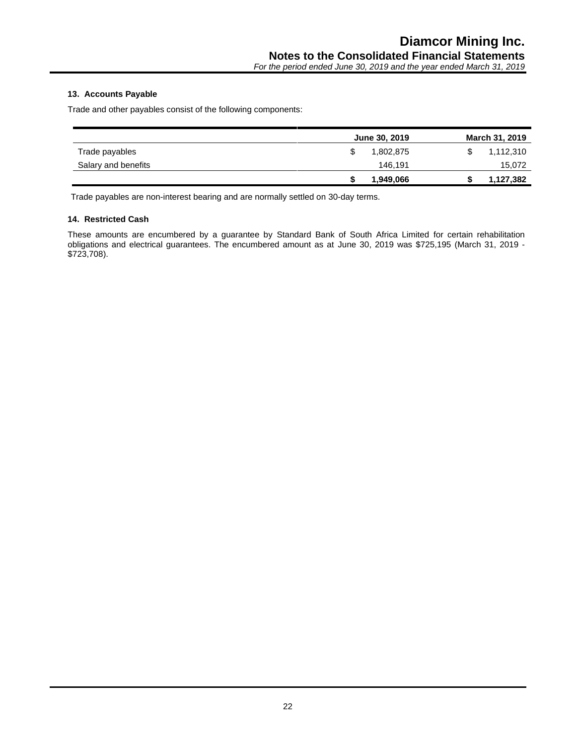## 13. Accounts Payable

Trade and other payables consist of the following components:

| | June 30, 2019 | March 31, 2019 |
|---|---|---|
| Trade payables | $ 1,802,875 | $ 1,112,310 |
| Salary and benefits | 146,191 | 15,072 |
| | **$ 1,949,066** | **$ 1,127,382** |

Trade payables are non-interest bearing and are normally settled on 30-day terms.

## 14. Restricted Cash

These amounts are encumbered by a guarantee by Standard Bank of South Africa Limited for certain rehabilitation obligations and electrical guarantees. The encumbered amount as at June 30, 2019 was $725,195 (March 31, 2019 - $723,708).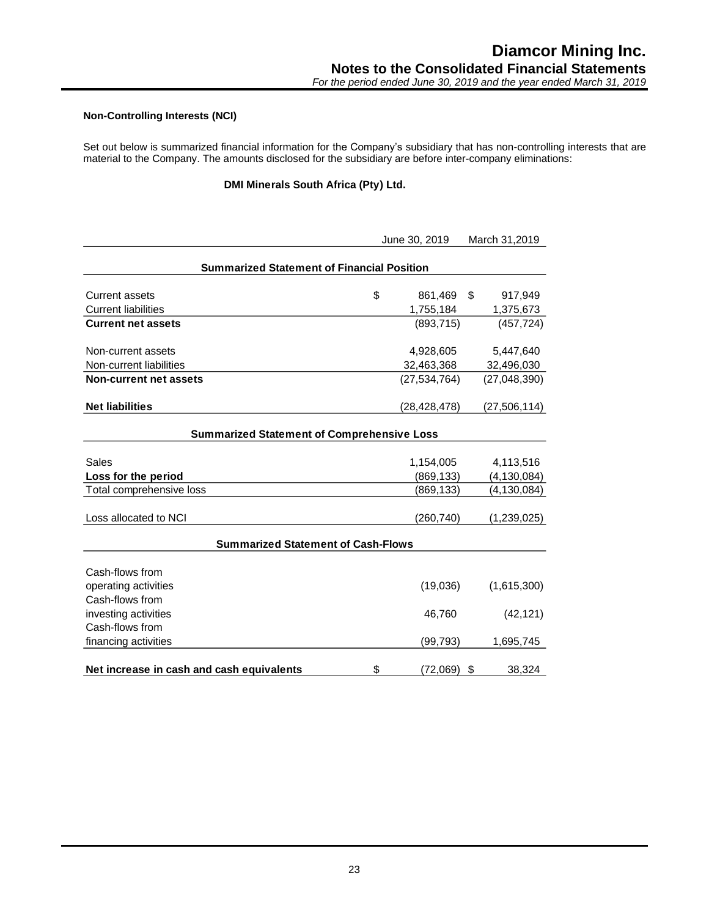**Non-Controlling Interests (NCI)**

Set out below is summarized financial information for the Company's subsidiary that has non-controlling interests that are material to the Company. The amounts disclosed for the subsidiary are before inter-company eliminations:

**DMI Minerals South Africa (Pty) Ltd.**

| | June 30, 2019 | March 31,2019 |
|---|---|---|
| **Summarized Statement of Financial Position** | | |
| Current assets | $ 861,469 | $ 917,949 |
| Current liabilities | 1,755,184 | 1,375,673 |
| **Current net assets** | (893,715) | (457,724) |
| Non-current assets | 4,928,605 | 5,447,640 |
| Non-current liabilities | 32,463,368 | 32,496,030 |
| **Non-current net assets** | (27,534,764) | (27,048,390) |
| **Net liabilities** | (28,428,478) | (27,506,114) |
| **Summarized Statement of Comprehensive Loss** | | |
| Sales | 1,154,005 | 4,113,516 |
| **Loss for the period** | (869,133) | (4,130,084) |
| Total comprehensive loss | (869,133) | (4,130,084) |
| Loss allocated to NCI | (260,740) | (1,239,025) |
| **Summarized Statement of Cash-Flows** | | |
| Cash-flows from operating activities | (19,036) | (1,615,300) |
| Cash-flows from investing activities | 46,760 | (42,121) |
| Cash-flows from financing activities | (99,793) | 1,695,745 |
| **Net increase in cash and cash equivalents** | $ (72,069) | $ 38,324 |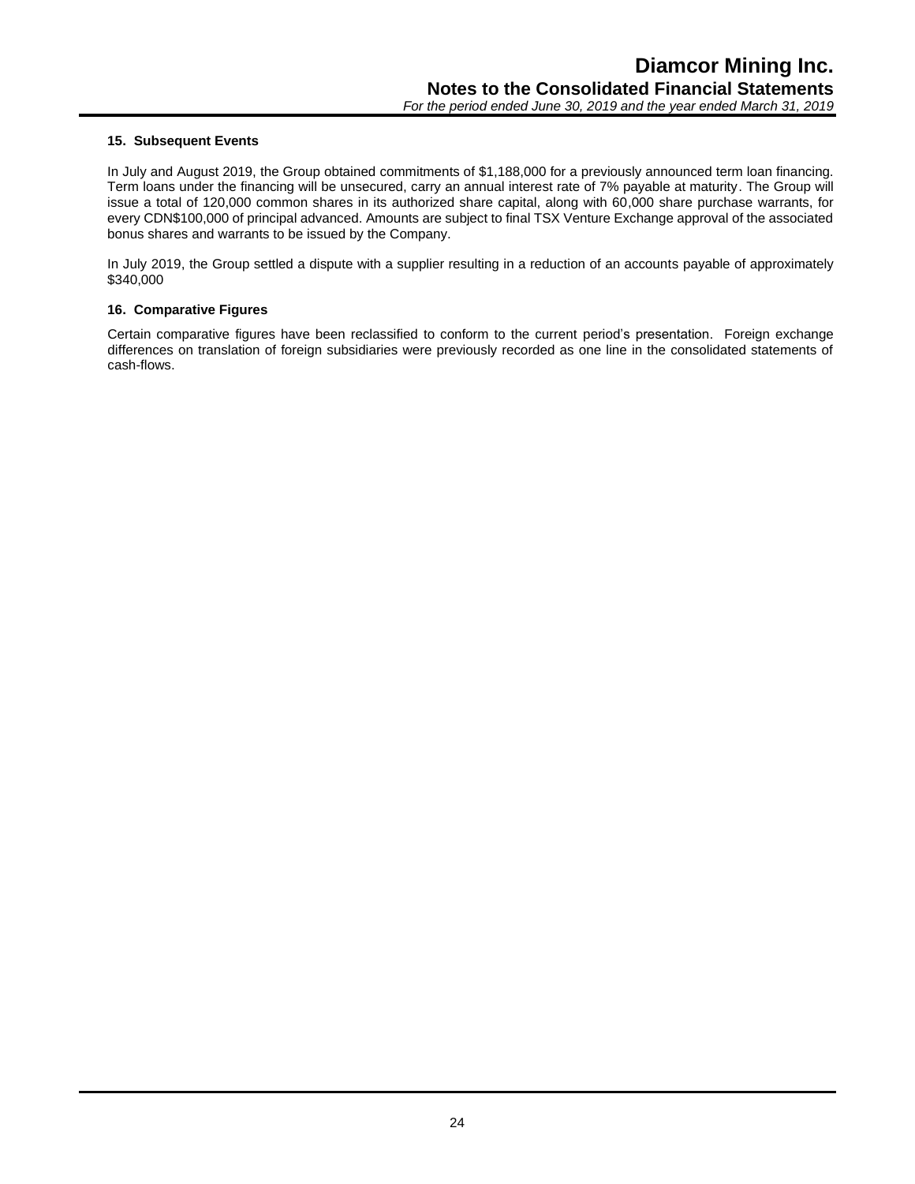### 15. Subsequent Events

In July and August 2019, the Group obtained commitments of $1,188,000 for a previously announced term loan financing. Term loans under the financing will be unsecured, carry an annual interest rate of 7% payable at maturity. The Group will issue a total of 120,000 common shares in its authorized share capital, along with 60,000 share purchase warrants, for every CDN$100,000 of principal advanced. Amounts are subject to final TSX Venture Exchange approval of the associated bonus shares and warrants to be issued by the Company.

In July 2019, the Group settled a dispute with a supplier resulting in a reduction of an accounts payable of approximately $340,000

### 16. Comparative Figures

Certain comparative figures have been reclassified to conform to the current period's presentation. Foreign exchange differences on translation of foreign subsidiaries were previously recorded as one line in the consolidated statements of cash-flows.